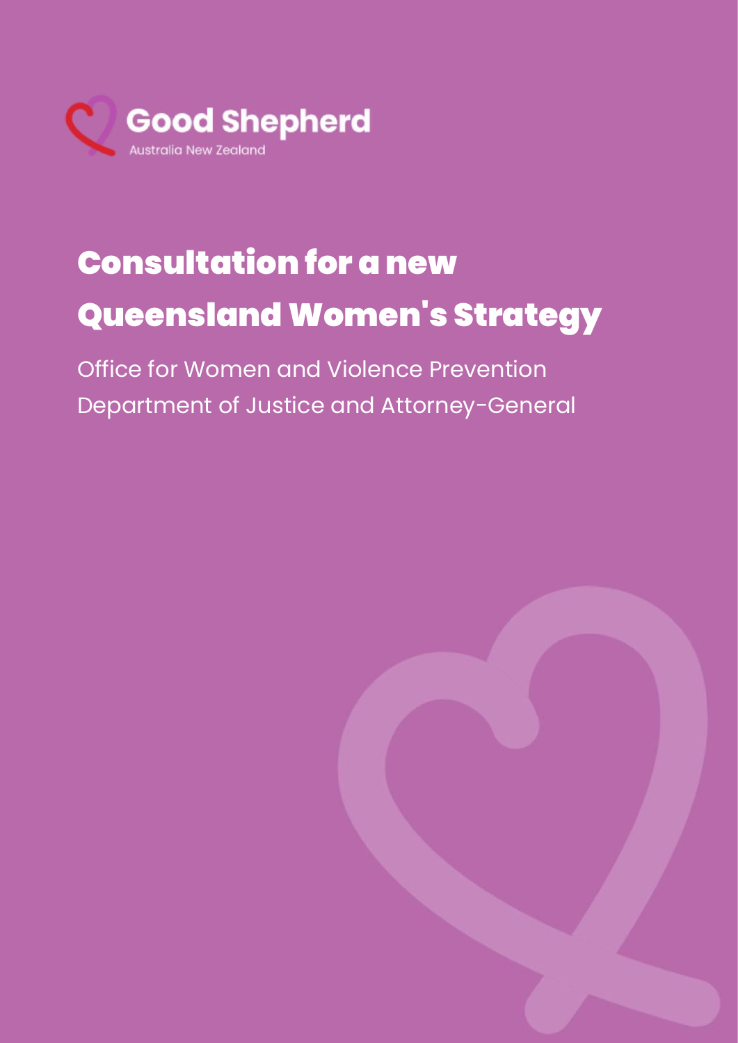Good Shepherd
Australia New Zealand

# Consultation for a new Queensland Women's Strategy

Office for Women and Violence Prevention
Department of Justice and Attorney-General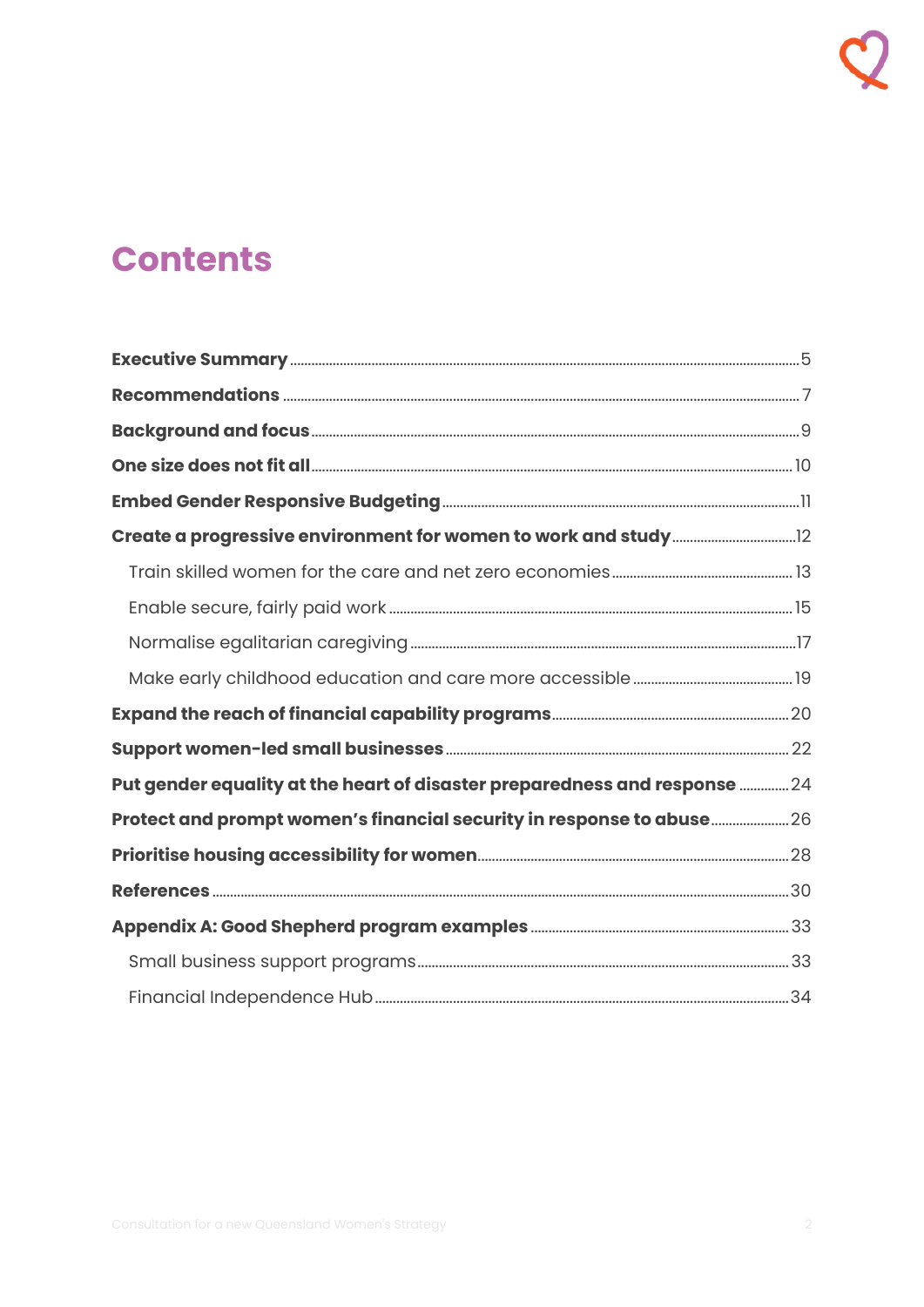# Contents

| | |
|---|---|
| **Executive Summary** | 5 |
| **Recommendations** | 7 |
| **Background and focus** | 9 |
| **One size does not fit all** | 10 |
| **Embed Gender Responsive Budgeting** | 11 |
| **Create a progressive environment for women to work and study** | 12 |
| Train skilled women for the care and net zero economies | 13 |
| Enable secure, fairly paid work | 15 |
| Normalise egalitarian caregiving | 17 |
| Make early childhood education and care more accessible | 19 |
| **Expand the reach of financial capability programs** | 20 |
| **Support women-led small businesses** | 22 |
| **Put gender equality at the heart of disaster preparedness and response** | 24 |
| **Protect and prompt women's financial security in response to abuse** | 26 |
| **Prioritise housing accessibility for women** | 28 |
| **References** | 30 |
| **Appendix A: Good Shepherd program examples** | 33 |
| Small business support programs | 33 |
| Financial Independence Hub | 34 |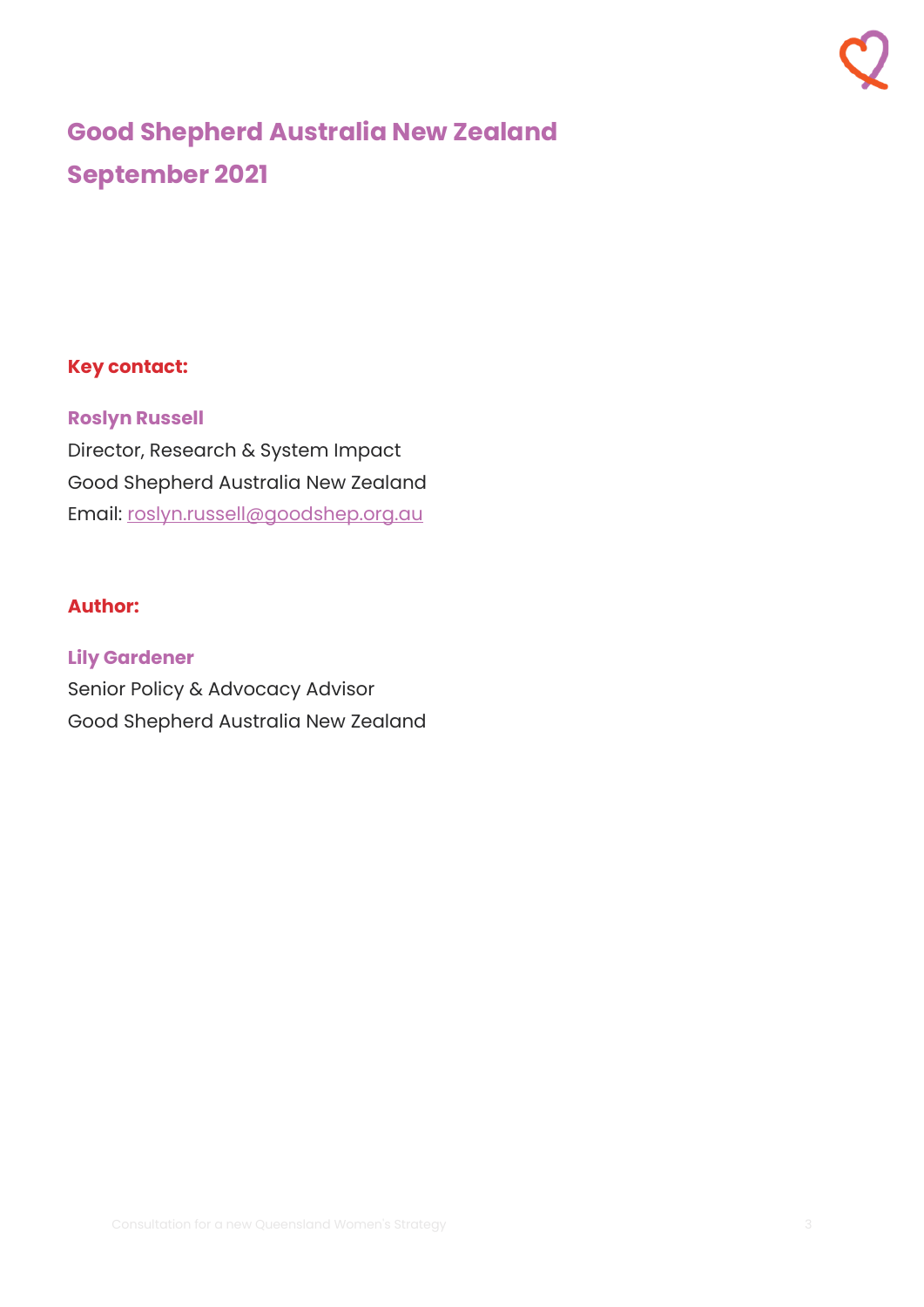# Good Shepherd Australia New Zealand
# September 2021

**Key contact:**

**Roslyn Russell**
Director, Research & System Impact
Good Shepherd Australia New Zealand
Email: roslyn.russell@goodshep.org.au

**Author:**

**Lily Gardener**
Senior Policy & Advocacy Advisor
Good Shepherd Australia New Zealand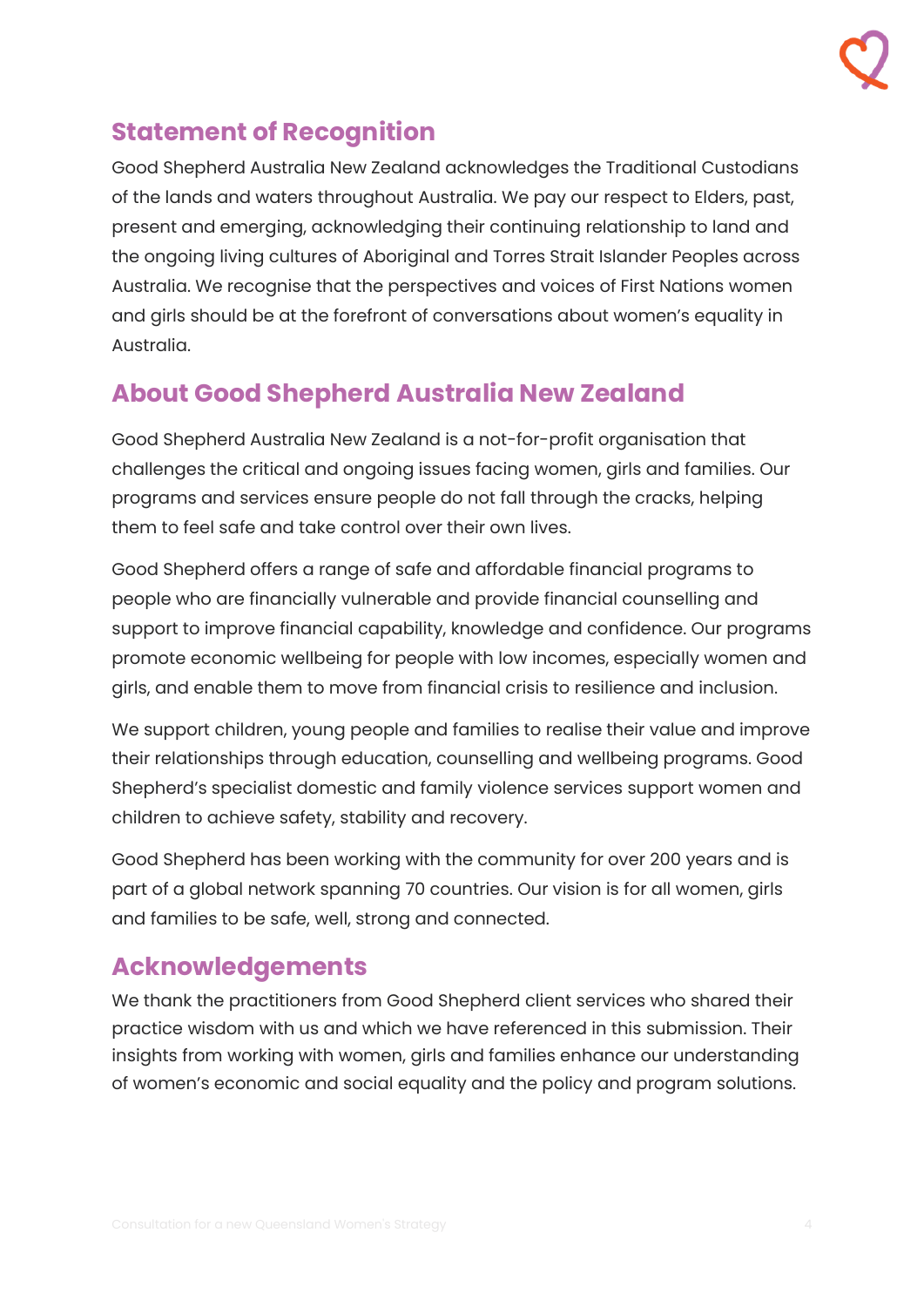## Statement of Recognition

Good Shepherd Australia New Zealand acknowledges the Traditional Custodians of the lands and waters throughout Australia. We pay our respect to Elders, past, present and emerging, acknowledging their continuing relationship to land and the ongoing living cultures of Aboriginal and Torres Strait Islander Peoples across Australia. We recognise that the perspectives and voices of First Nations women and girls should be at the forefront of conversations about women's equality in Australia.

## About Good Shepherd Australia New Zealand

Good Shepherd Australia New Zealand is a not-for-profit organisation that challenges the critical and ongoing issues facing women, girls and families. Our programs and services ensure people do not fall through the cracks, helping them to feel safe and take control over their own lives.

Good Shepherd offers a range of safe and affordable financial programs to people who are financially vulnerable and provide financial counselling and support to improve financial capability, knowledge and confidence. Our programs promote economic wellbeing for people with low incomes, especially women and girls, and enable them to move from financial crisis to resilience and inclusion.

We support children, young people and families to realise their value and improve their relationships through education, counselling and wellbeing programs. Good Shepherd's specialist domestic and family violence services support women and children to achieve safety, stability and recovery.

Good Shepherd has been working with the community for over 200 years and is part of a global network spanning 70 countries. Our vision is for all women, girls and families to be safe, well, strong and connected.

## Acknowledgements

We thank the practitioners from Good Shepherd client services who shared their practice wisdom with us and which we have referenced in this submission. Their insights from working with women, girls and families enhance our understanding of women's economic and social equality and the policy and program solutions.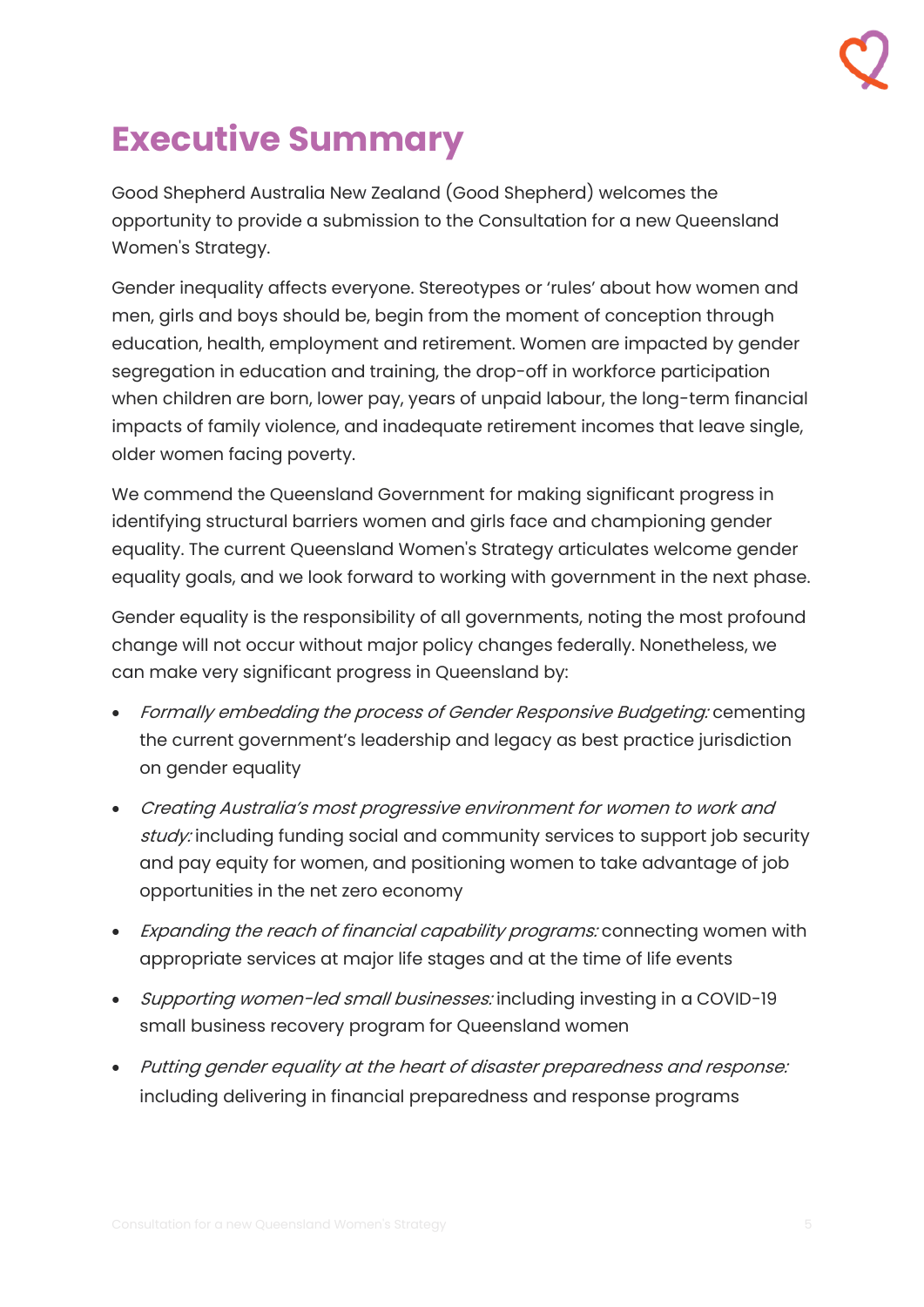# Executive Summary

Good Shepherd Australia New Zealand (Good Shepherd) welcomes the opportunity to provide a submission to the Consultation for a new Queensland Women's Strategy.

Gender inequality affects everyone. Stereotypes or 'rules' about how women and men, girls and boys should be, begin from the moment of conception through education, health, employment and retirement. Women are impacted by gender segregation in education and training, the drop-off in workforce participation when children are born, lower pay, years of unpaid labour, the long-term financial impacts of family violence, and inadequate retirement incomes that leave single, older women facing poverty.

We commend the Queensland Government for making significant progress in identifying structural barriers women and girls face and championing gender equality. The current Queensland Women's Strategy articulates welcome gender equality goals, and we look forward to working with government in the next phase.

Gender equality is the responsibility of all governments, noting the most profound change will not occur without major policy changes federally. Nonetheless, we can make very significant progress in Queensland by:

- *Formally embedding the process of Gender Responsive Budgeting:* cementing the current government's leadership and legacy as best practice jurisdiction on gender equality
- *Creating Australia's most progressive environment for women to work and study:* including funding social and community services to support job security and pay equity for women, and positioning women to take advantage of job opportunities in the net zero economy
- *Expanding the reach of financial capability programs:* connecting women with appropriate services at major life stages and at the time of life events
- *Supporting women-led small businesses:* including investing in a COVID-19 small business recovery program for Queensland women
- *Putting gender equality at the heart of disaster preparedness and response:* including delivering in financial preparedness and response programs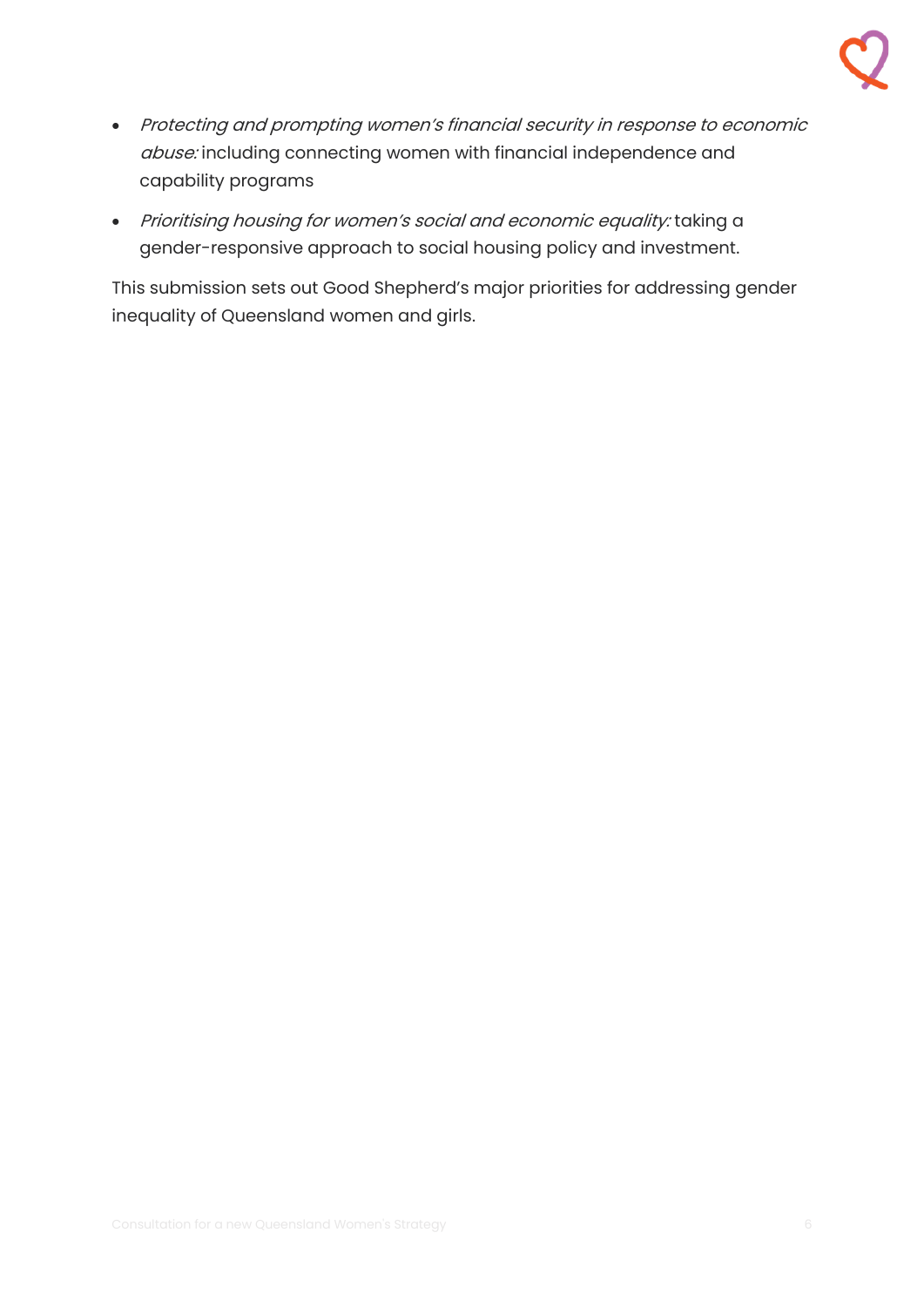- *Protecting and prompting women's financial security in response to economic abuse:* including connecting women with financial independence and capability programs
- *Prioritising housing for women's social and economic equality:* taking a gender-responsive approach to social housing policy and investment.

This submission sets out Good Shepherd's major priorities for addressing gender inequality of Queensland women and girls.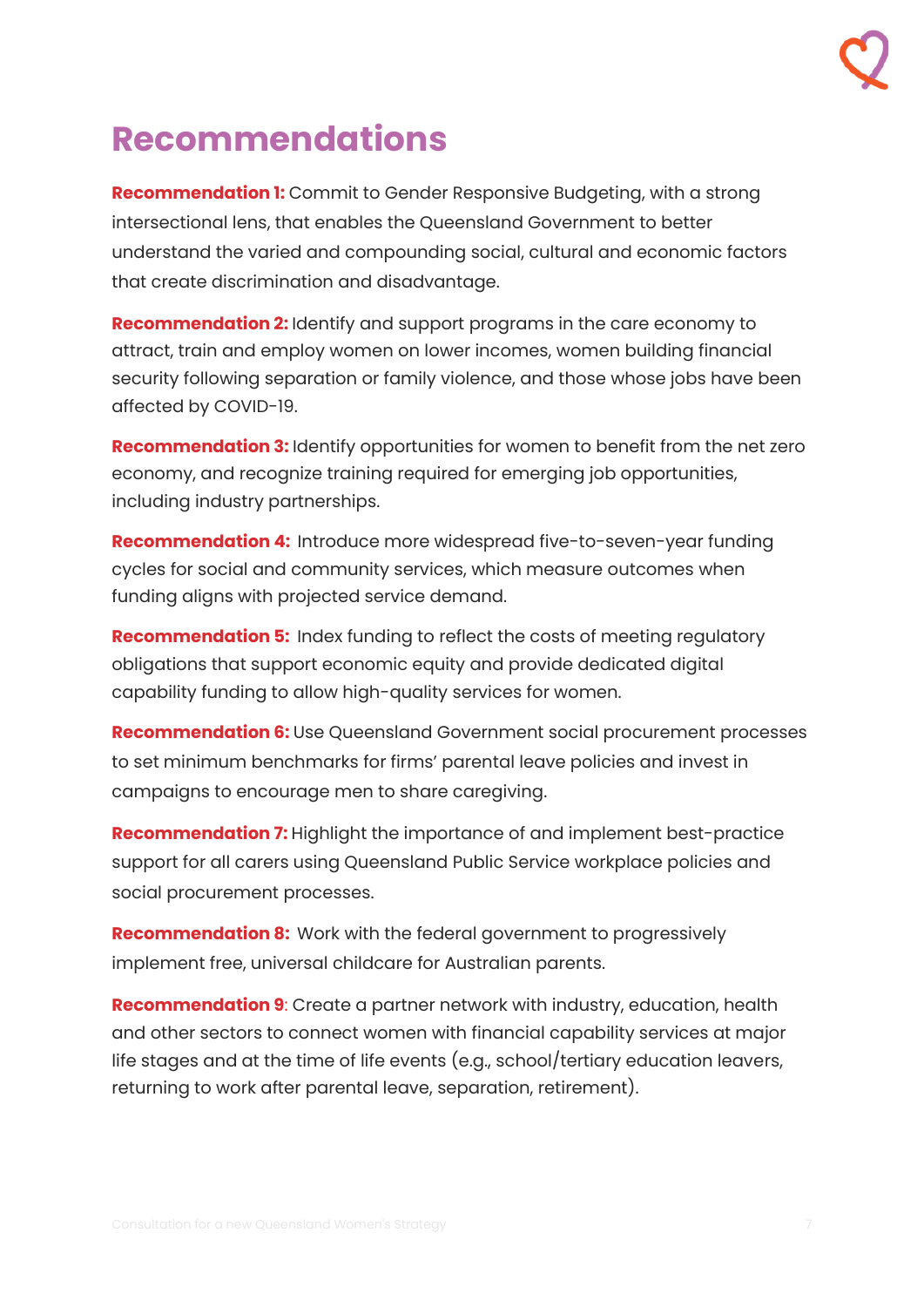# Recommendations

**Recommendation 1:** Commit to Gender Responsive Budgeting, with a strong intersectional lens, that enables the Queensland Government to better understand the varied and compounding social, cultural and economic factors that create discrimination and disadvantage.

**Recommendation 2:** Identify and support programs in the care economy to attract, train and employ women on lower incomes, women building financial security following separation or family violence, and those whose jobs have been affected by COVID-19.

**Recommendation 3:** Identify opportunities for women to benefit from the net zero economy, and recognize training required for emerging job opportunities, including industry partnerships.

**Recommendation 4:** Introduce more widespread five-to-seven-year funding cycles for social and community services, which measure outcomes when funding aligns with projected service demand.

**Recommendation 5:** Index funding to reflect the costs of meeting regulatory obligations that support economic equity and provide dedicated digital capability funding to allow high-quality services for women.

**Recommendation 6:** Use Queensland Government social procurement processes to set minimum benchmarks for firms' parental leave policies and invest in campaigns to encourage men to share caregiving.

**Recommendation 7:** Highlight the importance of and implement best-practice support for all carers using Queensland Public Service workplace policies and social procurement processes.

**Recommendation 8:** Work with the federal government to progressively implement free, universal childcare for Australian parents.

**Recommendation 9**: Create a partner network with industry, education, health and other sectors to connect women with financial capability services at major life stages and at the time of life events (e.g., school/tertiary education leavers, returning to work after parental leave, separation, retirement).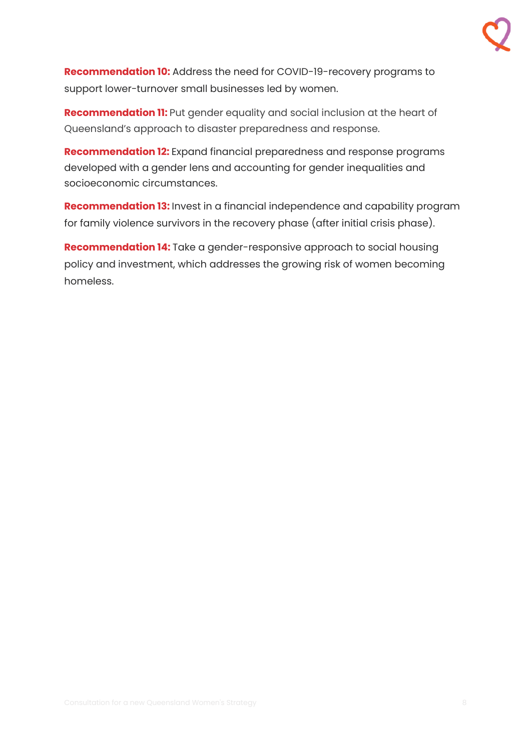**Recommendation 10:** Address the need for COVID-19-recovery programs to support lower-turnover small businesses led by women.

**Recommendation 11:** Put gender equality and social inclusion at the heart of Queensland's approach to disaster preparedness and response.

**Recommendation 12:** Expand financial preparedness and response programs developed with a gender lens and accounting for gender inequalities and socioeconomic circumstances.

**Recommendation 13:** Invest in a financial independence and capability program for family violence survivors in the recovery phase (after initial crisis phase).

**Recommendation 14:** Take a gender-responsive approach to social housing policy and investment, which addresses the growing risk of women becoming homeless.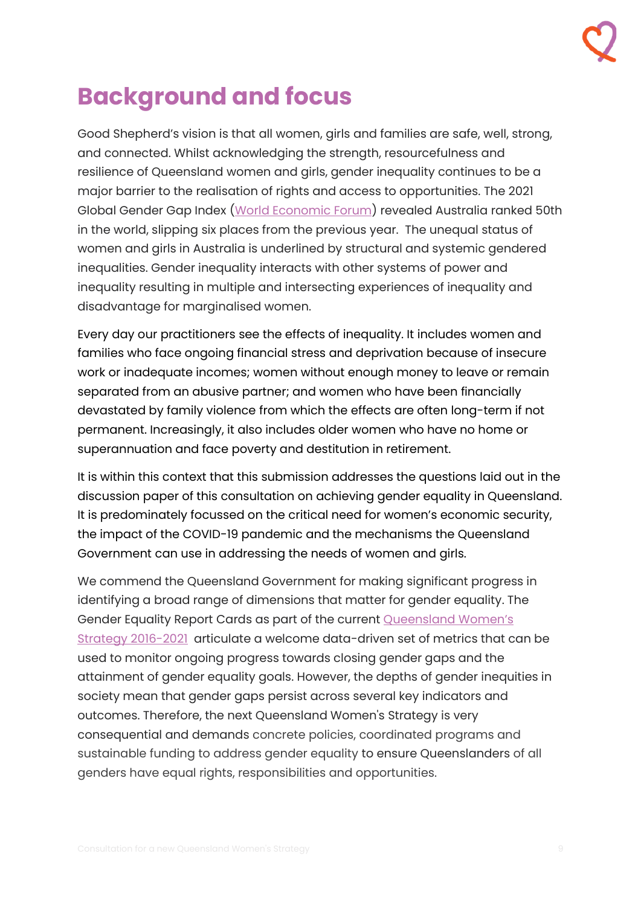# Background and focus

Good Shepherd's vision is that all women, girls and families are safe, well, strong, and connected. Whilst acknowledging the strength, resourcefulness and resilience of Queensland women and girls, gender inequality continues to be a major barrier to the realisation of rights and access to opportunities. The 2021 Global Gender Gap Index (World Economic Forum) revealed Australia ranked 50th in the world, slipping six places from the previous year. The unequal status of women and girls in Australia is underlined by structural and systemic gendered inequalities. Gender inequality interacts with other systems of power and inequality resulting in multiple and intersecting experiences of inequality and disadvantage for marginalised women.

Every day our practitioners see the effects of inequality. It includes women and families who face ongoing financial stress and deprivation because of insecure work or inadequate incomes; women without enough money to leave or remain separated from an abusive partner; and women who have been financially devastated by family violence from which the effects are often long-term if not permanent. Increasingly, it also includes older women who have no home or superannuation and face poverty and destitution in retirement.

It is within this context that this submission addresses the questions laid out in the discussion paper of this consultation on achieving gender equality in Queensland. It is predominately focussed on the critical need for women's economic security, the impact of the COVID-19 pandemic and the mechanisms the Queensland Government can use in addressing the needs of women and girls.

We commend the Queensland Government for making significant progress in identifying a broad range of dimensions that matter for gender equality. The Gender Equality Report Cards as part of the current Queensland Women's Strategy 2016-2021 articulate a welcome data-driven set of metrics that can be used to monitor ongoing progress towards closing gender gaps and the attainment of gender equality goals. However, the depths of gender inequities in society mean that gender gaps persist across several key indicators and outcomes. Therefore, the next Queensland Women's Strategy is very consequential and demands concrete policies, coordinated programs and sustainable funding to address gender equality to ensure Queenslanders of all genders have equal rights, responsibilities and opportunities.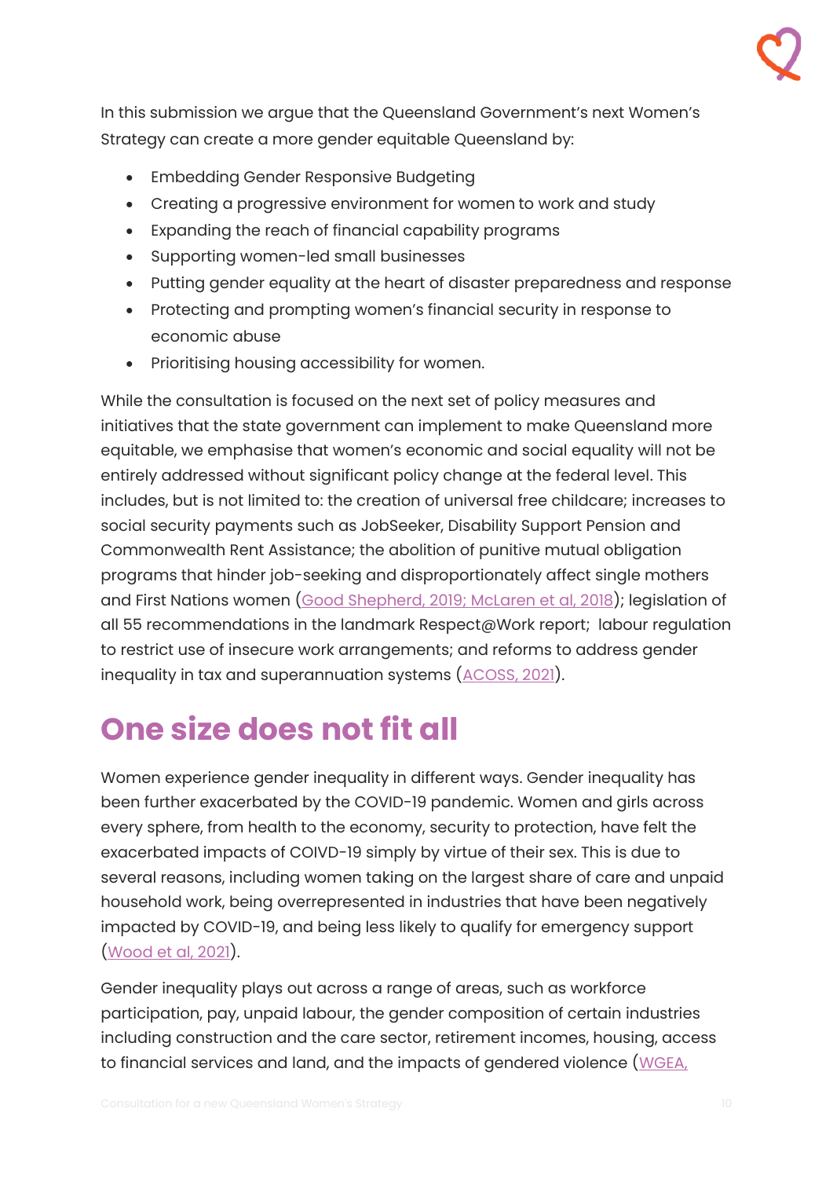In this submission we argue that the Queensland Government's next Women's Strategy can create a more gender equitable Queensland by:

- Embedding Gender Responsive Budgeting
- Creating a progressive environment for women to work and study
- Expanding the reach of financial capability programs
- Supporting women-led small businesses
- Putting gender equality at the heart of disaster preparedness and response
- Protecting and prompting women's financial security in response to economic abuse
- Prioritising housing accessibility for women.

While the consultation is focused on the next set of policy measures and initiatives that the state government can implement to make Queensland more equitable, we emphasise that women's economic and social equality will not be entirely addressed without significant policy change at the federal level. This includes, but is not limited to: the creation of universal free childcare; increases to social security payments such as JobSeeker, Disability Support Pension and Commonwealth Rent Assistance; the abolition of punitive mutual obligation programs that hinder job-seeking and disproportionately affect single mothers and First Nations women (Good Shepherd, 2019; McLaren et al, 2018); legislation of all 55 recommendations in the landmark Respect@Work report; labour regulation to restrict use of insecure work arrangements; and reforms to address gender inequality in tax and superannuation systems (ACOSS, 2021).

# One size does not fit all

Women experience gender inequality in different ways. Gender inequality has been further exacerbated by the COVID-19 pandemic. Women and girls across every sphere, from health to the economy, security to protection, have felt the exacerbated impacts of COIVD-19 simply by virtue of their sex. This is due to several reasons, including women taking on the largest share of care and unpaid household work, being overrepresented in industries that have been negatively impacted by COVID-19, and being less likely to qualify for emergency support (Wood et al, 2021).

Gender inequality plays out across a range of areas, such as workforce participation, pay, unpaid labour, the gender composition of certain industries including construction and the care sector, retirement incomes, housing, access to financial services and land, and the impacts of gendered violence (WGEA,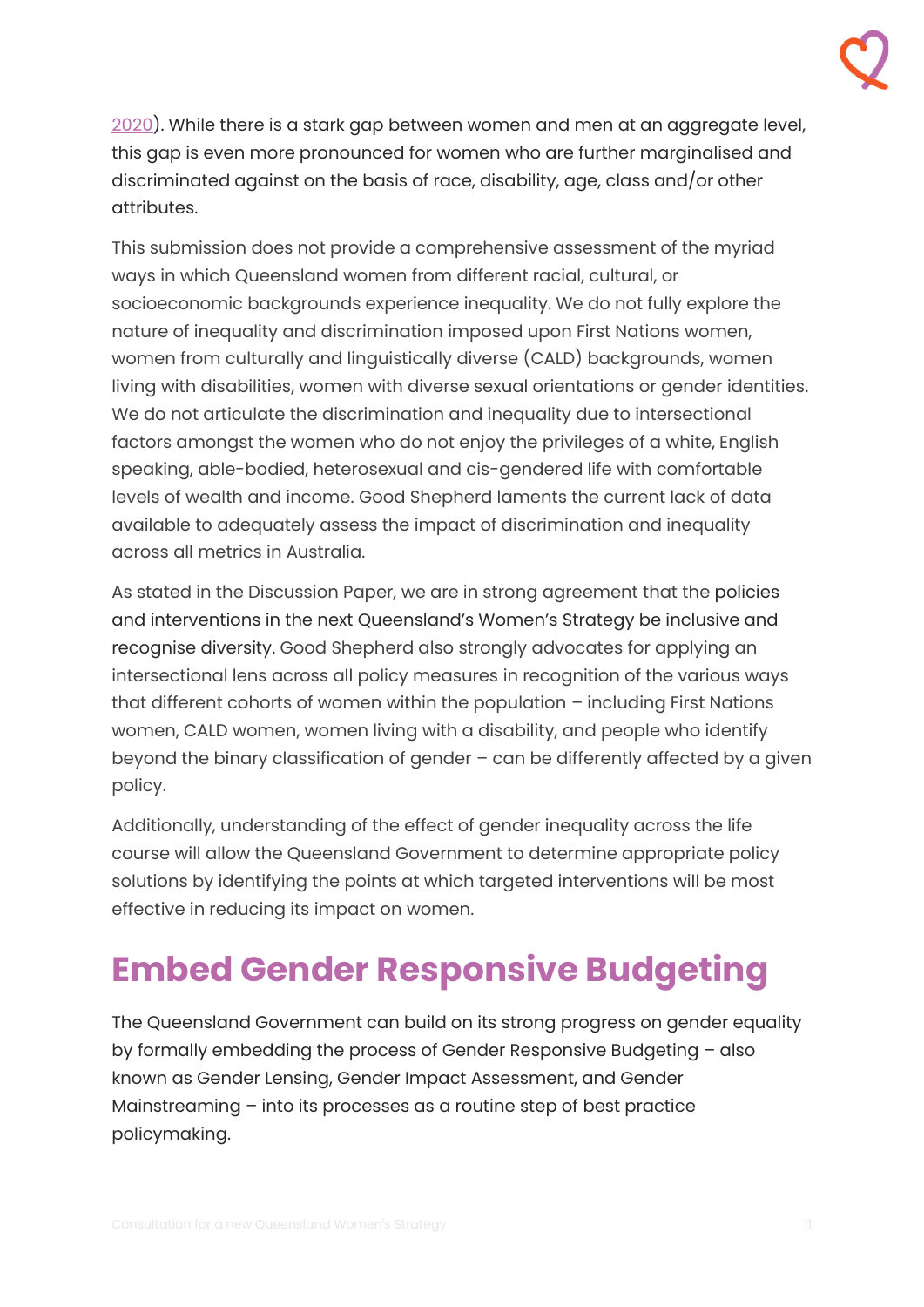2020). While there is a stark gap between women and men at an aggregate level, this gap is even more pronounced for women who are further marginalised and discriminated against on the basis of race, disability, age, class and/or other attributes.

This submission does not provide a comprehensive assessment of the myriad ways in which Queensland women from different racial, cultural, or socioeconomic backgrounds experience inequality. We do not fully explore the nature of inequality and discrimination imposed upon First Nations women, women from culturally and linguistically diverse (CALD) backgrounds, women living with disabilities, women with diverse sexual orientations or gender identities. We do not articulate the discrimination and inequality due to intersectional factors amongst the women who do not enjoy the privileges of a white, English speaking, able-bodied, heterosexual and cis-gendered life with comfortable levels of wealth and income. Good Shepherd laments the current lack of data available to adequately assess the impact of discrimination and inequality across all metrics in Australia.

As stated in the Discussion Paper, we are in strong agreement that the policies and interventions in the next Queensland's Women's Strategy be inclusive and recognise diversity. Good Shepherd also strongly advocates for applying an intersectional lens across all policy measures in recognition of the various ways that different cohorts of women within the population – including First Nations women, CALD women, women living with a disability, and people who identify beyond the binary classification of gender – can be differently affected by a given policy.

Additionally, understanding of the effect of gender inequality across the life course will allow the Queensland Government to determine appropriate policy solutions by identifying the points at which targeted interventions will be most effective in reducing its impact on women.

# Embed Gender Responsive Budgeting

The Queensland Government can build on its strong progress on gender equality by formally embedding the process of Gender Responsive Budgeting – also known as Gender Lensing, Gender Impact Assessment, and Gender Mainstreaming – into its processes as a routine step of best practice policymaking.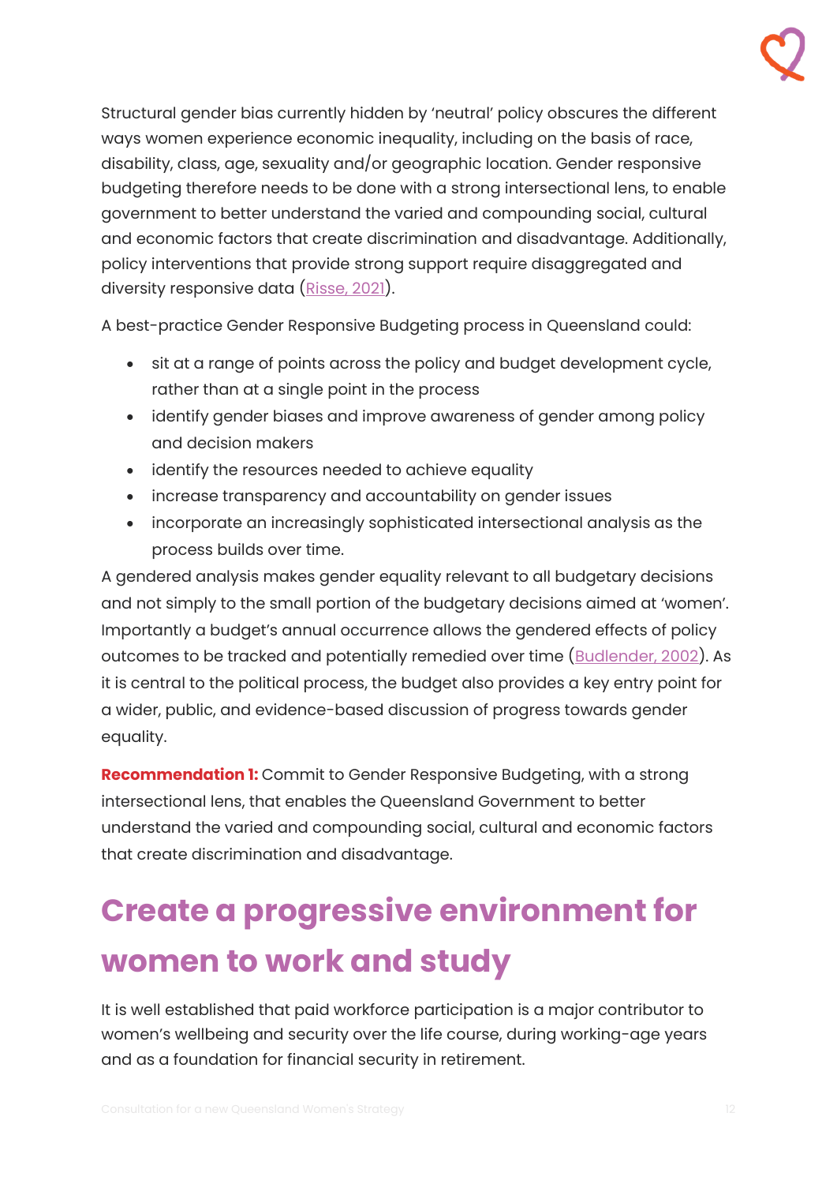Structural gender bias currently hidden by 'neutral' policy obscures the different ways women experience economic inequality, including on the basis of race, disability, class, age, sexuality and/or geographic location. Gender responsive budgeting therefore needs to be done with a strong intersectional lens, to enable government to better understand the varied and compounding social, cultural and economic factors that create discrimination and disadvantage. Additionally, policy interventions that provide strong support require disaggregated and diversity responsive data (Risse, 2021).

A best-practice Gender Responsive Budgeting process in Queensland could:

- sit at a range of points across the policy and budget development cycle, rather than at a single point in the process
- identify gender biases and improve awareness of gender among policy and decision makers
- identify the resources needed to achieve equality
- increase transparency and accountability on gender issues
- incorporate an increasingly sophisticated intersectional analysis as the process builds over time.

A gendered analysis makes gender equality relevant to all budgetary decisions and not simply to the small portion of the budgetary decisions aimed at 'women'. Importantly a budget's annual occurrence allows the gendered effects of policy outcomes to be tracked and potentially remedied over time (Budlender, 2002). As it is central to the political process, the budget also provides a key entry point for a wider, public, and evidence-based discussion of progress towards gender equality.

**Recommendation 1:** Commit to Gender Responsive Budgeting, with a strong intersectional lens, that enables the Queensland Government to better understand the varied and compounding social, cultural and economic factors that create discrimination and disadvantage.

# Create a progressive environment for women to work and study

It is well established that paid workforce participation is a major contributor to women's wellbeing and security over the life course, during working-age years and as a foundation for financial security in retirement.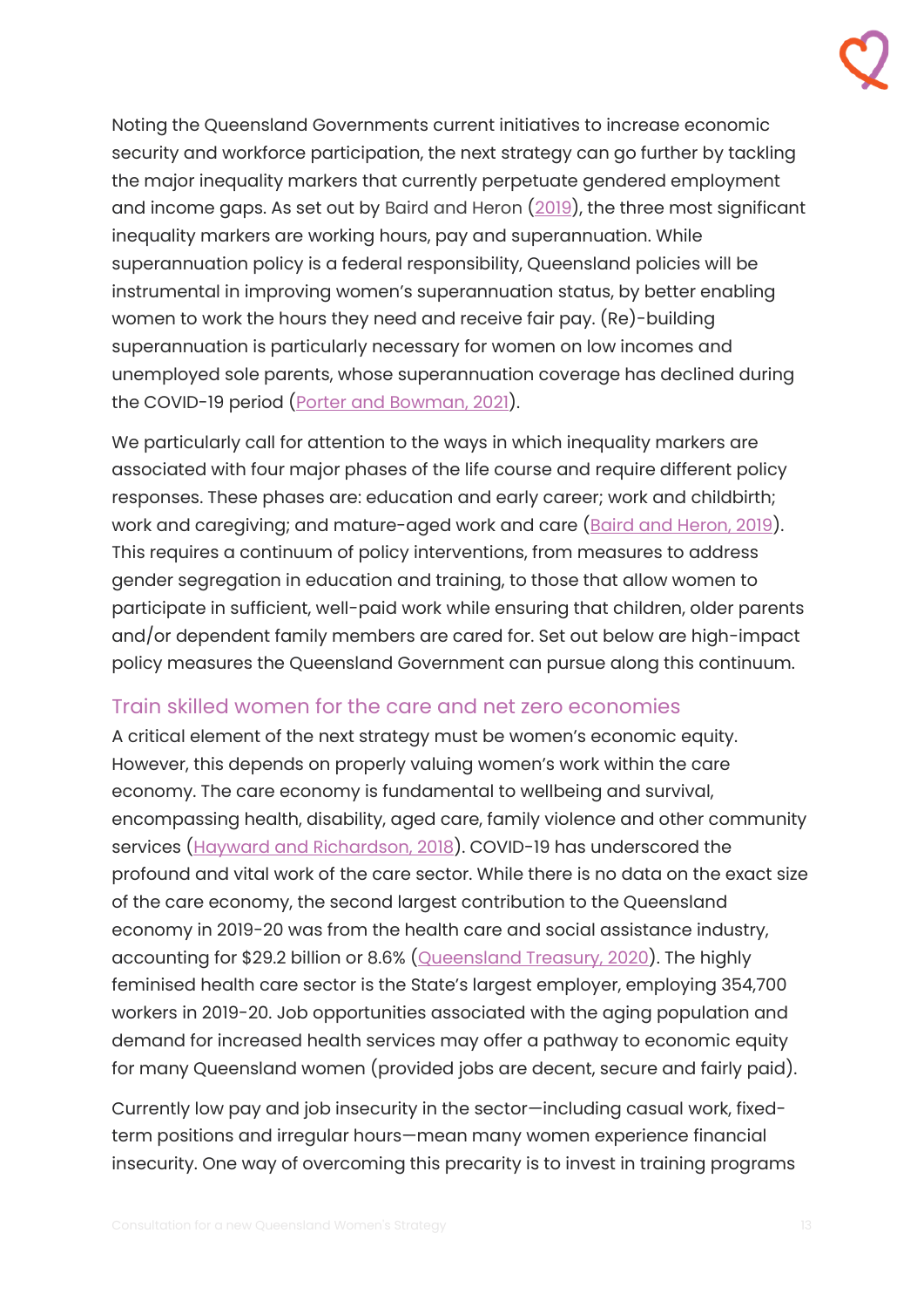Noting the Queensland Governments current initiatives to increase economic security and workforce participation, the next strategy can go further by tackling the major inequality markers that currently perpetuate gendered employment and income gaps. As set out by Baird and Heron (2019), the three most significant inequality markers are working hours, pay and superannuation. While superannuation policy is a federal responsibility, Queensland policies will be instrumental in improving women's superannuation status, by better enabling women to work the hours they need and receive fair pay. (Re)-building superannuation is particularly necessary for women on low incomes and unemployed sole parents, whose superannuation coverage has declined during the COVID-19 period (Porter and Bowman, 2021).

We particularly call for attention to the ways in which inequality markers are associated with four major phases of the life course and require different policy responses. These phases are: education and early career; work and childbirth; work and caregiving; and mature-aged work and care (Baird and Heron, 2019). This requires a continuum of policy interventions, from measures to address gender segregation in education and training, to those that allow women to participate in sufficient, well-paid work while ensuring that children, older parents and/or dependent family members are cared for. Set out below are high-impact policy measures the Queensland Government can pursue along this continuum.

## Train skilled women for the care and net zero economies

A critical element of the next strategy must be women's economic equity. However, this depends on properly valuing women's work within the care economy. The care economy is fundamental to wellbeing and survival, encompassing health, disability, aged care, family violence and other community services (Hayward and Richardson, 2018). COVID-19 has underscored the profound and vital work of the care sector. While there is no data on the exact size of the care economy, the second largest contribution to the Queensland economy in 2019-20 was from the health care and social assistance industry, accounting for $29.2 billion or 8.6% (Queensland Treasury, 2020). The highly feminised health care sector is the State's largest employer, employing 354,700 workers in 2019-20. Job opportunities associated with the aging population and demand for increased health services may offer a pathway to economic equity for many Queensland women (provided jobs are decent, secure and fairly paid).

Currently low pay and job insecurity in the sector—including casual work, fixed-term positions and irregular hours—mean many women experience financial insecurity. One way of overcoming this precarity is to invest in training programs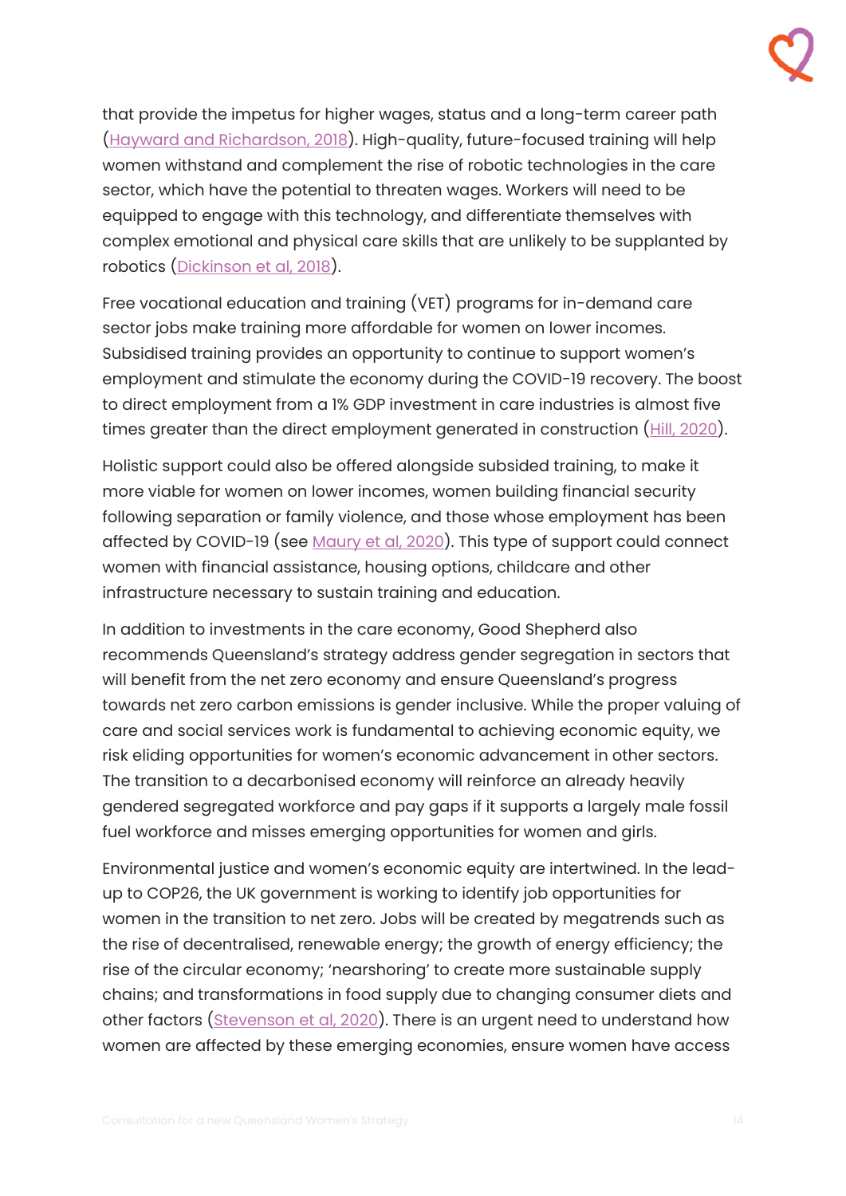that provide the impetus for higher wages, status and a long-term career path (Hayward and Richardson, 2018). High-quality, future-focused training will help women withstand and complement the rise of robotic technologies in the care sector, which have the potential to threaten wages. Workers will need to be equipped to engage with this technology, and differentiate themselves with complex emotional and physical care skills that are unlikely to be supplanted by robotics (Dickinson et al, 2018).

Free vocational education and training (VET) programs for in-demand care sector jobs make training more affordable for women on lower incomes. Subsidised training provides an opportunity to continue to support women's employment and stimulate the economy during the COVID-19 recovery. The boost to direct employment from a 1% GDP investment in care industries is almost five times greater than the direct employment generated in construction (Hill, 2020).

Holistic support could also be offered alongside subsided training, to make it more viable for women on lower incomes, women building financial security following separation or family violence, and those whose employment has been affected by COVID-19 (see Maury et al, 2020). This type of support could connect women with financial assistance, housing options, childcare and other infrastructure necessary to sustain training and education.

In addition to investments in the care economy, Good Shepherd also recommends Queensland's strategy address gender segregation in sectors that will benefit from the net zero economy and ensure Queensland's progress towards net zero carbon emissions is gender inclusive. While the proper valuing of care and social services work is fundamental to achieving economic equity, we risk eliding opportunities for women's economic advancement in other sectors. The transition to a decarbonised economy will reinforce an already heavily gendered segregated workforce and pay gaps if it supports a largely male fossil fuel workforce and misses emerging opportunities for women and girls.

Environmental justice and women's economic equity are intertwined. In the lead-up to COP26, the UK government is working to identify job opportunities for women in the transition to net zero. Jobs will be created by megatrends such as the rise of decentralised, renewable energy; the growth of energy efficiency; the rise of the circular economy; 'nearshoring' to create more sustainable supply chains; and transformations in food supply due to changing consumer diets and other factors (Stevenson et al, 2020). There is an urgent need to understand how women are affected by these emerging economies, ensure women have access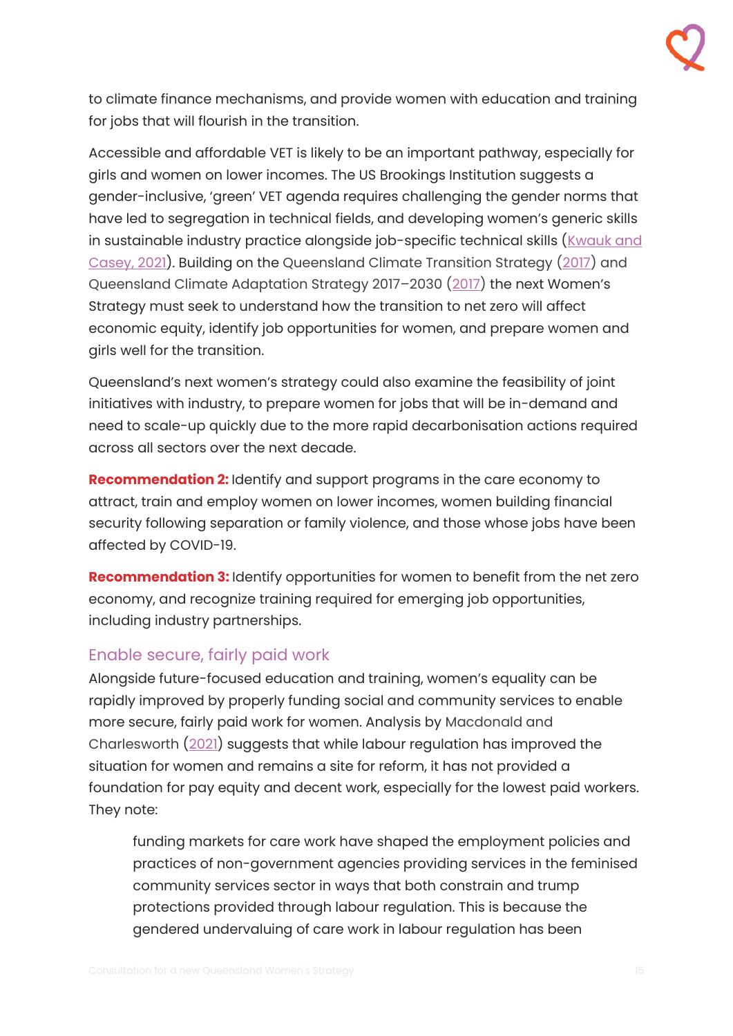to climate finance mechanisms, and provide women with education and training for jobs that will flourish in the transition.

Accessible and affordable VET is likely to be an important pathway, especially for girls and women on lower incomes. The US Brookings Institution suggests a gender-inclusive, 'green' VET agenda requires challenging the gender norms that have led to segregation in technical fields, and developing women's generic skills in sustainable industry practice alongside job-specific technical skills (Kwauk and Casey, 2021). Building on the Queensland Climate Transition Strategy (2017) and Queensland Climate Adaptation Strategy 2017–2030 (2017) the next Women's Strategy must seek to understand how the transition to net zero will affect economic equity, identify job opportunities for women, and prepare women and girls well for the transition.

Queensland's next women's strategy could also examine the feasibility of joint initiatives with industry, to prepare women for jobs that will be in-demand and need to scale-up quickly due to the more rapid decarbonisation actions required across all sectors over the next decade.

**Recommendation 2:** Identify and support programs in the care economy to attract, train and employ women on lower incomes, women building financial security following separation or family violence, and those whose jobs have been affected by COVID-19.

**Recommendation 3:** Identify opportunities for women to benefit from the net zero economy, and recognize training required for emerging job opportunities, including industry partnerships.

## Enable secure, fairly paid work

Alongside future-focused education and training, women's equality can be rapidly improved by properly funding social and community services to enable more secure, fairly paid work for women. Analysis by Macdonald and Charlesworth (2021) suggests that while labour regulation has improved the situation for women and remains a site for reform, it has not provided a foundation for pay equity and decent work, especially for the lowest paid workers. They note:

> funding markets for care work have shaped the employment policies and practices of non-government agencies providing services in the feminised community services sector in ways that both constrain and trump protections provided through labour regulation. This is because the gendered undervaluing of care work in labour regulation has been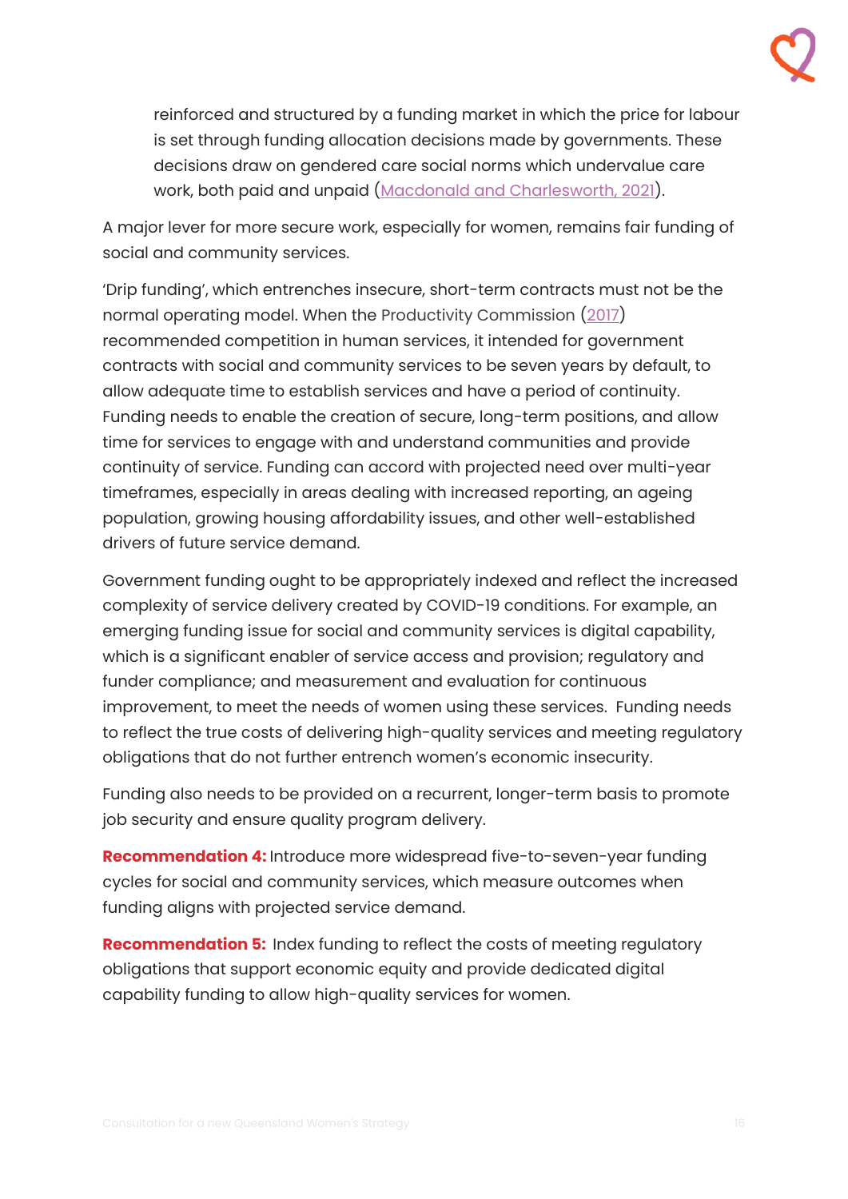> reinforced and structured by a funding market in which the price for labour is set through funding allocation decisions made by governments. These decisions draw on gendered care social norms which undervalue care work, both paid and unpaid (Macdonald and Charlesworth, 2021).

A major lever for more secure work, especially for women, remains fair funding of social and community services.

'Drip funding', which entrenches insecure, short-term contracts must not be the normal operating model. When the Productivity Commission (2017) recommended competition in human services, it intended for government contracts with social and community services to be seven years by default, to allow adequate time to establish services and have a period of continuity. Funding needs to enable the creation of secure, long-term positions, and allow time for services to engage with and understand communities and provide continuity of service. Funding can accord with projected need over multi-year timeframes, especially in areas dealing with increased reporting, an ageing population, growing housing affordability issues, and other well-established drivers of future service demand.

Government funding ought to be appropriately indexed and reflect the increased complexity of service delivery created by COVID-19 conditions. For example, an emerging funding issue for social and community services is digital capability, which is a significant enabler of service access and provision; regulatory and funder compliance; and measurement and evaluation for continuous improvement, to meet the needs of women using these services. Funding needs to reflect the true costs of delivering high-quality services and meeting regulatory obligations that do not further entrench women's economic insecurity.

Funding also needs to be provided on a recurrent, longer-term basis to promote job security and ensure quality program delivery.

**Recommendation 4:** Introduce more widespread five-to-seven-year funding cycles for social and community services, which measure outcomes when funding aligns with projected service demand.

**Recommendation 5:** Index funding to reflect the costs of meeting regulatory obligations that support economic equity and provide dedicated digital capability funding to allow high-quality services for women.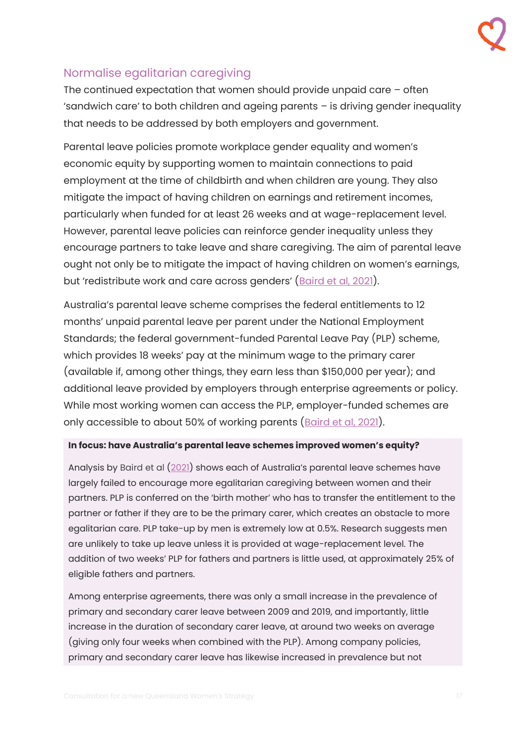## Normalise egalitarian caregiving

The continued expectation that women should provide unpaid care – often 'sandwich care' to both children and ageing parents – is driving gender inequality that needs to be addressed by both employers and government.

Parental leave policies promote workplace gender equality and women's economic equity by supporting women to maintain connections to paid employment at the time of childbirth and when children are young. They also mitigate the impact of having children on earnings and retirement incomes, particularly when funded for at least 26 weeks and at wage-replacement level. However, parental leave policies can reinforce gender inequality unless they encourage partners to take leave and share caregiving. The aim of parental leave ought not only be to mitigate the impact of having children on women's earnings, but 'redistribute work and care across genders' (Baird et al, 2021).

Australia's parental leave scheme comprises the federal entitlements to 12 months' unpaid parental leave per parent under the National Employment Standards; the federal government-funded Parental Leave Pay (PLP) scheme, which provides 18 weeks' pay at the minimum wage to the primary carer (available if, among other things, they earn less than $150,000 per year); and additional leave provided by employers through enterprise agreements or policy. While most working women can access the PLP, employer-funded schemes are only accessible to about 50% of working parents (Baird et al, 2021).

**In focus: have Australia's parental leave schemes improved women's equity?**

Analysis by Baird et al (2021) shows each of Australia's parental leave schemes have largely failed to encourage more egalitarian caregiving between women and their partners. PLP is conferred on the 'birth mother' who has to transfer the entitlement to the partner or father if they are to be the primary carer, which creates an obstacle to more egalitarian care. PLP take-up by men is extremely low at 0.5%. Research suggests men are unlikely to take up leave unless it is provided at wage-replacement level. The addition of two weeks' PLP for fathers and partners is little used, at approximately 25% of eligible fathers and partners.

Among enterprise agreements, there was only a small increase in the prevalence of primary and secondary carer leave between 2009 and 2019, and importantly, little increase in the duration of secondary carer leave, at around two weeks on average (giving only four weeks when combined with the PLP). Among company policies, primary and secondary carer leave has likewise increased in prevalence but not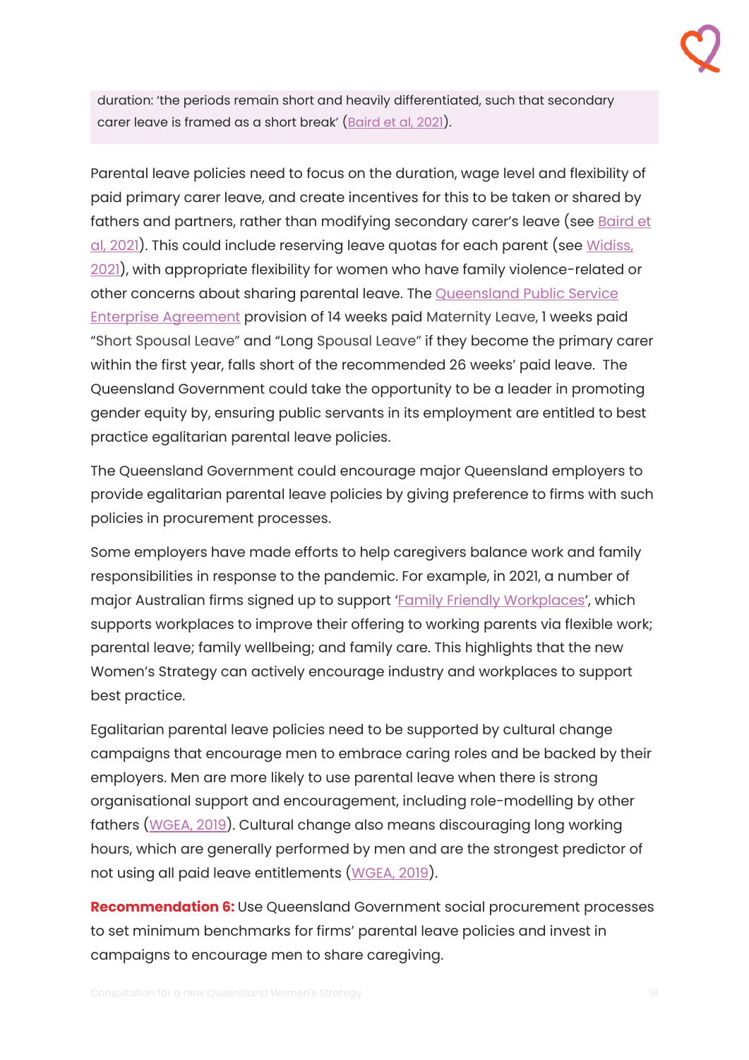duration: 'the periods remain short and heavily differentiated, such that secondary carer leave is framed as a short break' (Baird et al, 2021).

Parental leave policies need to focus on the duration, wage level and flexibility of paid primary carer leave, and create incentives for this to be taken or shared by fathers and partners, rather than modifying secondary carer's leave (see Baird et al, 2021). This could include reserving leave quotas for each parent (see Widiss, 2021), with appropriate flexibility for women who have family violence-related or other concerns about sharing parental leave. The Queensland Public Service Enterprise Agreement provision of 14 weeks paid Maternity Leave, 1 weeks paid "Short Spousal Leave" and "Long Spousal Leave" if they become the primary carer within the first year, falls short of the recommended 26 weeks' paid leave. The Queensland Government could take the opportunity to be a leader in promoting gender equity by, ensuring public servants in its employment are entitled to best practice egalitarian parental leave policies.

The Queensland Government could encourage major Queensland employers to provide egalitarian parental leave policies by giving preference to firms with such policies in procurement processes.

Some employers have made efforts to help caregivers balance work and family responsibilities in response to the pandemic. For example, in 2021, a number of major Australian firms signed up to support 'Family Friendly Workplaces', which supports workplaces to improve their offering to working parents via flexible work; parental leave; family wellbeing; and family care. This highlights that the new Women's Strategy can actively encourage industry and workplaces to support best practice.

Egalitarian parental leave policies need to be supported by cultural change campaigns that encourage men to embrace caring roles and be backed by their employers. Men are more likely to use parental leave when there is strong organisational support and encouragement, including role-modelling by other fathers (WGEA, 2019). Cultural change also means discouraging long working hours, which are generally performed by men and are the strongest predictor of not using all paid leave entitlements (WGEA, 2019).

**Recommendation 6:** Use Queensland Government social procurement processes to set minimum benchmarks for firms' parental leave policies and invest in campaigns to encourage men to share caregiving.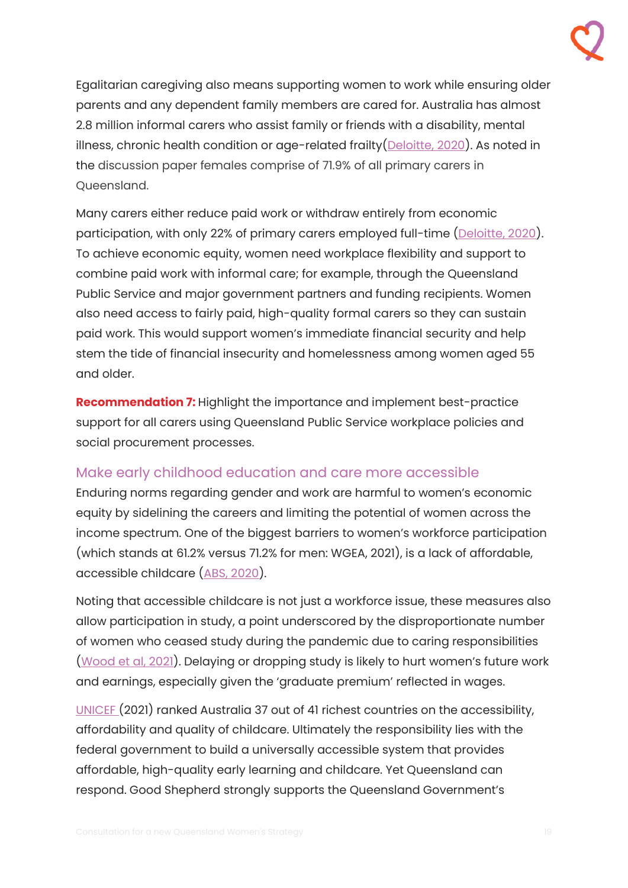Egalitarian caregiving also means supporting women to work while ensuring older parents and any dependent family members are cared for. Australia has almost 2.8 million informal carers who assist family or friends with a disability, mental illness, chronic health condition or age-related frailty(Deloitte, 2020). As noted in the discussion paper females comprise of 71.9% of all primary carers in Queensland.

Many carers either reduce paid work or withdraw entirely from economic participation, with only 22% of primary carers employed full-time (Deloitte, 2020). To achieve economic equity, women need workplace flexibility and support to combine paid work with informal care; for example, through the Queensland Public Service and major government partners and funding recipients. Women also need access to fairly paid, high-quality formal carers so they can sustain paid work. This would support women's immediate financial security and help stem the tide of financial insecurity and homelessness among women aged 55 and older.

**Recommendation 7:** Highlight the importance and implement best-practice support for all carers using Queensland Public Service workplace policies and social procurement processes.

## Make early childhood education and care more accessible

Enduring norms regarding gender and work are harmful to women's economic equity by sidelining the careers and limiting the potential of women across the income spectrum. One of the biggest barriers to women's workforce participation (which stands at 61.2% versus 71.2% for men: WGEA, 2021), is a lack of affordable, accessible childcare (ABS, 2020).

Noting that accessible childcare is not just a workforce issue, these measures also allow participation in study, a point underscored by the disproportionate number of women who ceased study during the pandemic due to caring responsibilities (Wood et al, 2021). Delaying or dropping study is likely to hurt women's future work and earnings, especially given the 'graduate premium' reflected in wages.

UNICEF (2021) ranked Australia 37 out of 41 richest countries on the accessibility, affordability and quality of childcare. Ultimately the responsibility lies with the federal government to build a universally accessible system that provides affordable, high-quality early learning and childcare. Yet Queensland can respond. Good Shepherd strongly supports the Queensland Government's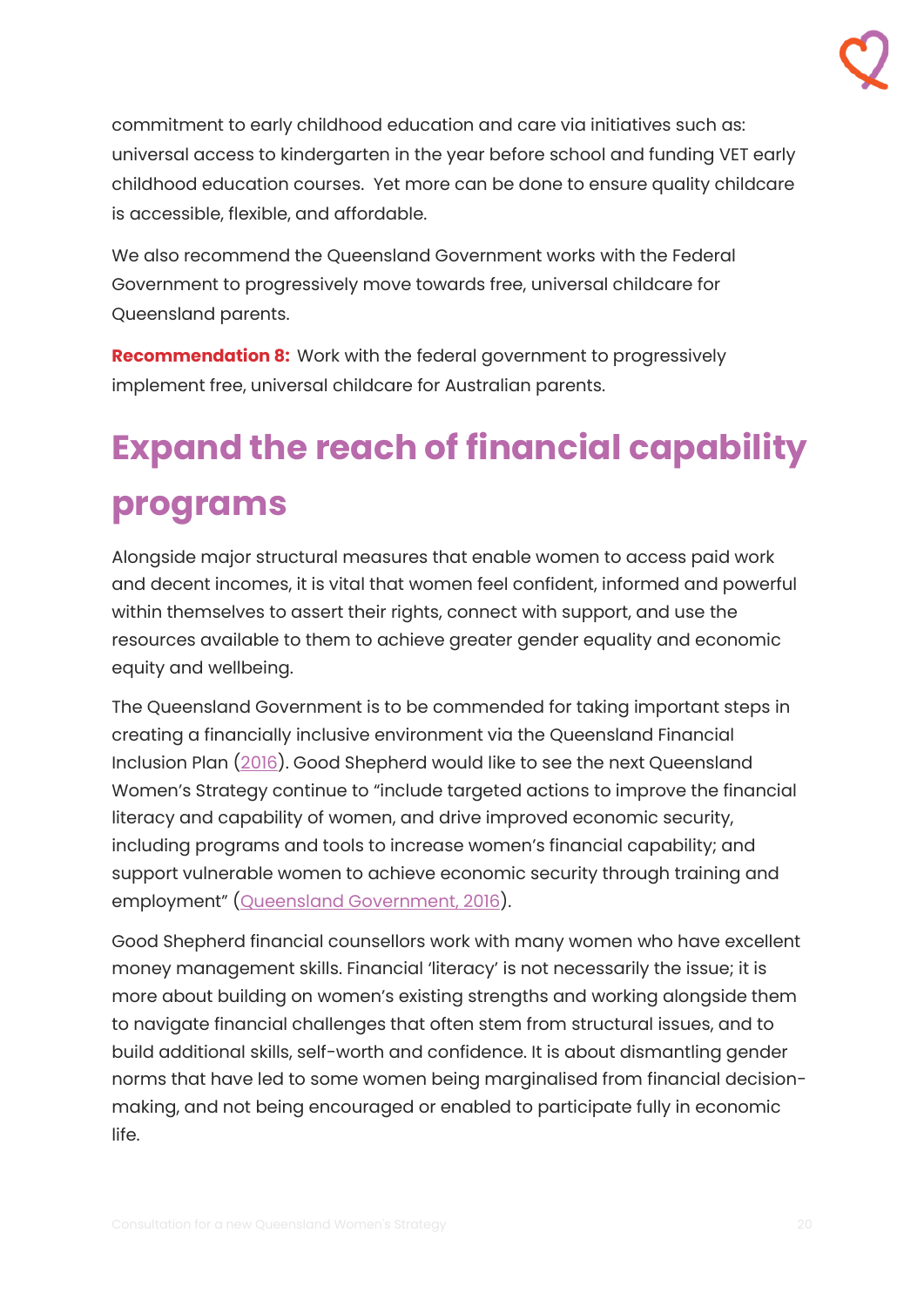commitment to early childhood education and care via initiatives such as: universal access to kindergarten in the year before school and funding VET early childhood education courses. Yet more can be done to ensure quality childcare is accessible, flexible, and affordable.

We also recommend the Queensland Government works with the Federal Government to progressively move towards free, universal childcare for Queensland parents.

**Recommendation 8:** Work with the federal government to progressively implement free, universal childcare for Australian parents.

## Expand the reach of financial capability programs

Alongside major structural measures that enable women to access paid work and decent incomes, it is vital that women feel confident, informed and powerful within themselves to assert their rights, connect with support, and use the resources available to them to achieve greater gender equality and economic equity and wellbeing.

The Queensland Government is to be commended for taking important steps in creating a financially inclusive environment via the Queensland Financial Inclusion Plan (2016). Good Shepherd would like to see the next Queensland Women's Strategy continue to "include targeted actions to improve the financial literacy and capability of women, and drive improved economic security, including programs and tools to increase women's financial capability; and support vulnerable women to achieve economic security through training and employment" (Queensland Government, 2016).

Good Shepherd financial counsellors work with many women who have excellent money management skills. Financial 'literacy' is not necessarily the issue; it is more about building on women's existing strengths and working alongside them to navigate financial challenges that often stem from structural issues, and to build additional skills, self-worth and confidence. It is about dismantling gender norms that have led to some women being marginalised from financial decision-making, and not being encouraged or enabled to participate fully in economic life.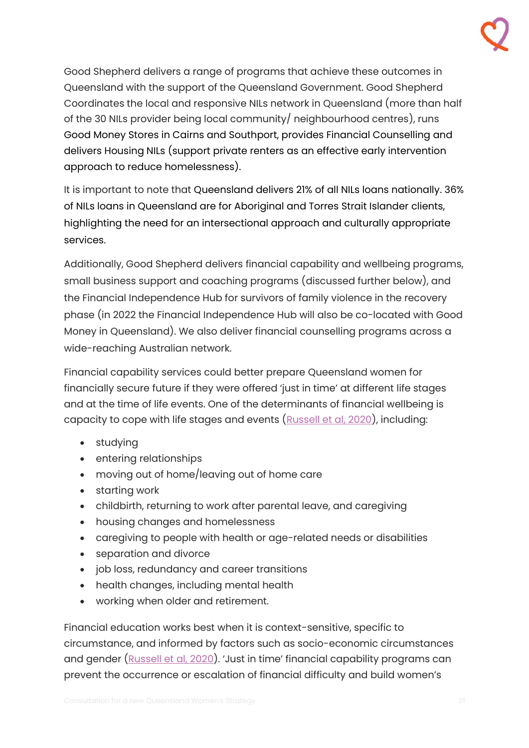Good Shepherd delivers a range of programs that achieve these outcomes in Queensland with the support of the Queensland Government. Good Shepherd Coordinates the local and responsive NILs network in Queensland (more than half of the 30 NILs provider being local community/ neighbourhood centres), runs Good Money Stores in Cairns and Southport, provides Financial Counselling and delivers Housing NILs (support private renters as an effective early intervention approach to reduce homelessness).

It is important to note that Queensland delivers 21% of all NILs loans nationally. 36% of NILs loans in Queensland are for Aboriginal and Torres Strait Islander clients, highlighting the need for an intersectional approach and culturally appropriate services.

Additionally, Good Shepherd delivers financial capability and wellbeing programs, small business support and coaching programs (discussed further below), and the Financial Independence Hub for survivors of family violence in the recovery phase (in 2022 the Financial Independence Hub will also be co-located with Good Money in Queensland). We also deliver financial counselling programs across a wide-reaching Australian network.

Financial capability services could better prepare Queensland women for financially secure future if they were offered 'just in time' at different life stages and at the time of life events. One of the determinants of financial wellbeing is capacity to cope with life stages and events (Russell et al, 2020), including:

- studying
- entering relationships
- moving out of home/leaving out of home care
- starting work
- childbirth, returning to work after parental leave, and caregiving
- housing changes and homelessness
- caregiving to people with health or age-related needs or disabilities
- separation and divorce
- job loss, redundancy and career transitions
- health changes, including mental health
- working when older and retirement.

Financial education works best when it is context-sensitive, specific to circumstance, and informed by factors such as socio-economic circumstances and gender (Russell et al, 2020). 'Just in time' financial capability programs can prevent the occurrence or escalation of financial difficulty and build women's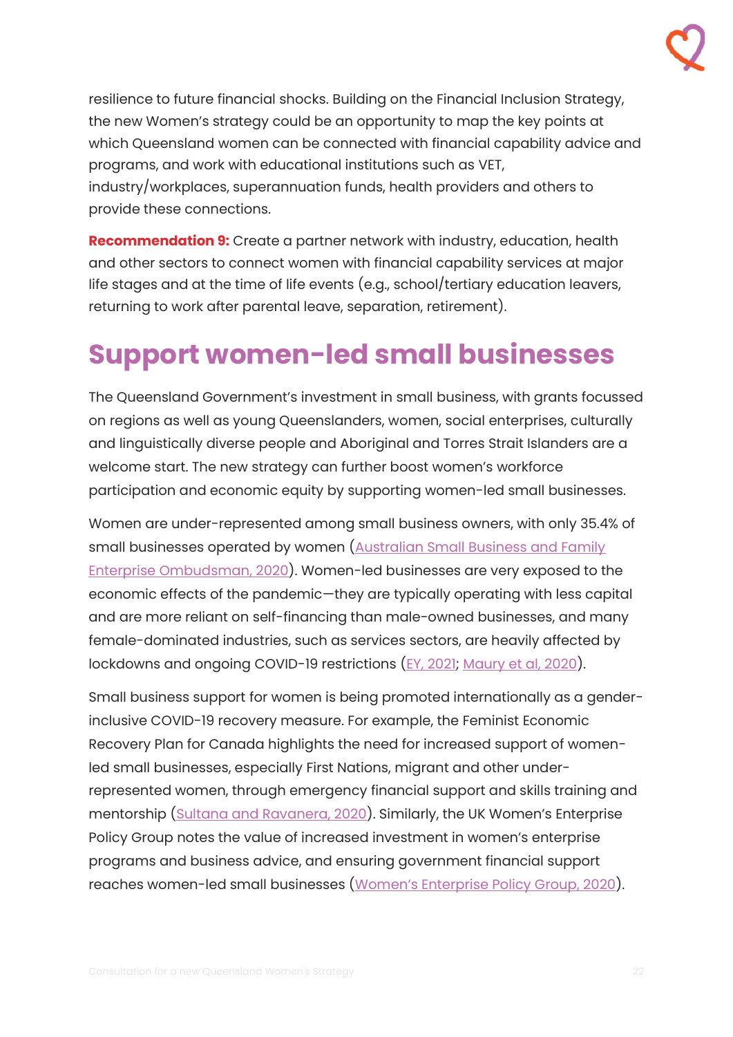resilience to future financial shocks. Building on the Financial Inclusion Strategy, the new Women's strategy could be an opportunity to map the key points at which Queensland women can be connected with financial capability advice and programs, and work with educational institutions such as VET, industry/workplaces, superannuation funds, health providers and others to provide these connections.

**Recommendation 9:** Create a partner network with industry, education, health and other sectors to connect women with financial capability services at major life stages and at the time of life events (e.g., school/tertiary education leavers, returning to work after parental leave, separation, retirement).

# Support women-led small businesses

The Queensland Government's investment in small business, with grants focussed on regions as well as young Queenslanders, women, social enterprises, culturally and linguistically diverse people and Aboriginal and Torres Strait Islanders are a welcome start. The new strategy can further boost women's workforce participation and economic equity by supporting women-led small businesses.

Women are under-represented among small business owners, with only 35.4% of small businesses operated by women (Australian Small Business and Family Enterprise Ombudsman, 2020). Women-led businesses are very exposed to the economic effects of the pandemic—they are typically operating with less capital and are more reliant on self-financing than male-owned businesses, and many female-dominated industries, such as services sectors, are heavily affected by lockdowns and ongoing COVID-19 restrictions (EY, 2021; Maury et al, 2020).

Small business support for women is being promoted internationally as a gender-inclusive COVID-19 recovery measure. For example, the Feminist Economic Recovery Plan for Canada highlights the need for increased support of women-led small businesses, especially First Nations, migrant and other under-represented women, through emergency financial support and skills training and mentorship (Sultana and Ravanera, 2020). Similarly, the UK Women's Enterprise Policy Group notes the value of increased investment in women's enterprise programs and business advice, and ensuring government financial support reaches women-led small businesses (Women's Enterprise Policy Group, 2020).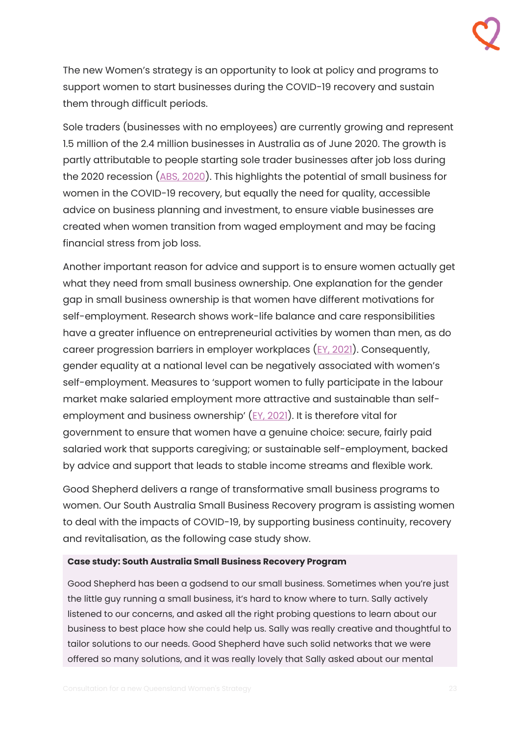The new Women's strategy is an opportunity to look at policy and programs to support women to start businesses during the COVID-19 recovery and sustain them through difficult periods.

Sole traders (businesses with no employees) are currently growing and represent 1.5 million of the 2.4 million businesses in Australia as of June 2020. The growth is partly attributable to people starting sole trader businesses after job loss during the 2020 recession (ABS, 2020). This highlights the potential of small business for women in the COVID-19 recovery, but equally the need for quality, accessible advice on business planning and investment, to ensure viable businesses are created when women transition from waged employment and may be facing financial stress from job loss.

Another important reason for advice and support is to ensure women actually get what they need from small business ownership. One explanation for the gender gap in small business ownership is that women have different motivations for self-employment. Research shows work-life balance and care responsibilities have a greater influence on entrepreneurial activities by women than men, as do career progression barriers in employer workplaces (EY, 2021). Consequently, gender equality at a national level can be negatively associated with women's self-employment. Measures to 'support women to fully participate in the labour market make salaried employment more attractive and sustainable than self-employment and business ownership' (EY, 2021). It is therefore vital for government to ensure that women have a genuine choice: secure, fairly paid salaried work that supports caregiving; or sustainable self-employment, backed by advice and support that leads to stable income streams and flexible work.

Good Shepherd delivers a range of transformative small business programs to women. Our South Australia Small Business Recovery program is assisting women to deal with the impacts of COVID-19, by supporting business continuity, recovery and revitalisation, as the following case study show.

**Case study: South Australia Small Business Recovery Program**

Good Shepherd has been a godsend to our small business. Sometimes when you're just the little guy running a small business, it's hard to know where to turn. Sally actively listened to our concerns, and asked all the right probing questions to learn about our business to best place how she could help us. Sally was really creative and thoughtful to tailor solutions to our needs. Good Shepherd have such solid networks that we were offered so many solutions, and it was really lovely that Sally asked about our mental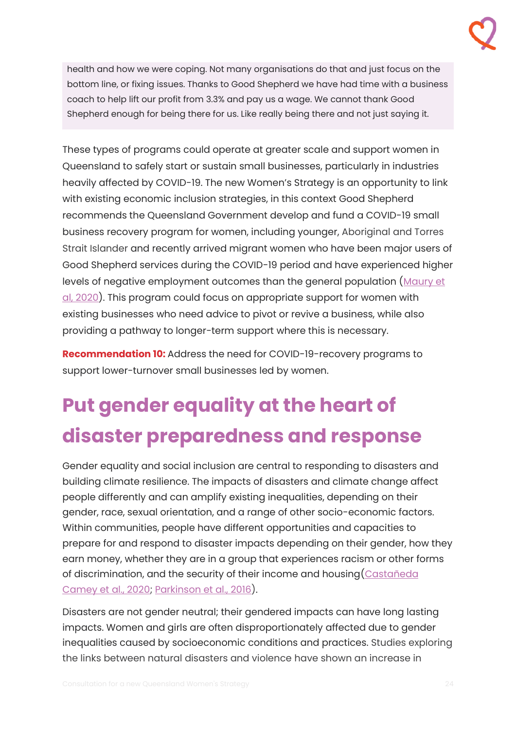> health and how we were coping. Not many organisations do that and just focus on the bottom line, or fixing issues. Thanks to Good Shepherd we have had time with a business coach to help lift our profit from 3.3% and pay us a wage. We cannot thank Good Shepherd enough for being there for us. Like really being there and not just saying it.

These types of programs could operate at greater scale and support women in Queensland to safely start or sustain small businesses, particularly in industries heavily affected by COVID-19. The new Women's Strategy is an opportunity to link with existing economic inclusion strategies, in this context Good Shepherd recommends the Queensland Government develop and fund a COVID-19 small business recovery program for women, including younger, Aboriginal and Torres Strait Islander and recently arrived migrant women who have been major users of Good Shepherd services during the COVID-19 period and have experienced higher levels of negative employment outcomes than the general population (Maury et al, 2020). This program could focus on appropriate support for women with existing businesses who need advice to pivot or revive a business, while also providing a pathway to longer-term support where this is necessary.

**Recommendation 10:** Address the need for COVID-19-recovery programs to support lower-turnover small businesses led by women.

# Put gender equality at the heart of disaster preparedness and response

Gender equality and social inclusion are central to responding to disasters and building climate resilience. The impacts of disasters and climate change affect people differently and can amplify existing inequalities, depending on their gender, race, sexual orientation, and a range of other socio-economic factors. Within communities, people have different opportunities and capacities to prepare for and respond to disaster impacts depending on their gender, how they earn money, whether they are in a group that experiences racism or other forms of discrimination, and the security of their income and housing(Castañeda Camey et al., 2020; Parkinson et al., 2016).

Disasters are not gender neutral; their gendered impacts can have long lasting impacts. Women and girls are often disproportionately affected due to gender inequalities caused by socioeconomic conditions and practices. Studies exploring the links between natural disasters and violence have shown an increase in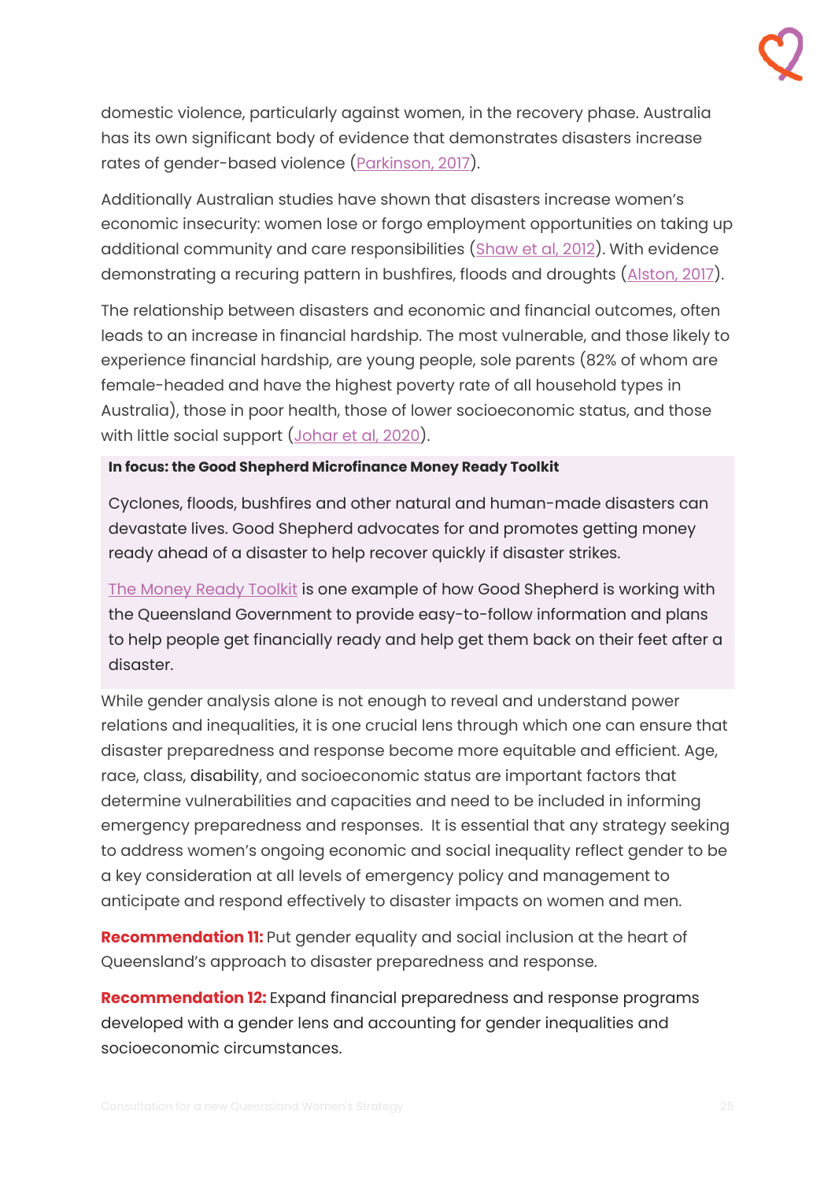domestic violence, particularly against women, in the recovery phase. Australia has its own significant body of evidence that demonstrates disasters increase rates of gender-based violence (Parkinson, 2017).

Additionally Australian studies have shown that disasters increase women's economic insecurity: women lose or forgo employment opportunities on taking up additional community and care responsibilities (Shaw et al, 2012). With evidence demonstrating a recuring pattern in bushfires, floods and droughts (Alston, 2017).

The relationship between disasters and economic and financial outcomes, often leads to an increase in financial hardship. The most vulnerable, and those likely to experience financial hardship, are young people, sole parents (82% of whom are female-headed and have the highest poverty rate of all household types in Australia), those in poor health, those of lower socioeconomic status, and those with little social support (Johar et al, 2020).

> **In focus: the Good Shepherd Microfinance Money Ready Toolkit**
>
> Cyclones, floods, bushfires and other natural and human-made disasters can devastate lives. Good Shepherd advocates for and promotes getting money ready ahead of a disaster to help recover quickly if disaster strikes.
>
> The Money Ready Toolkit is one example of how Good Shepherd is working with the Queensland Government to provide easy-to-follow information and plans to help people get financially ready and help get them back on their feet after a disaster.

While gender analysis alone is not enough to reveal and understand power relations and inequalities, it is one crucial lens through which one can ensure that disaster preparedness and response become more equitable and efficient. Age, race, class, disability, and socioeconomic status are important factors that determine vulnerabilities and capacities and need to be included in informing emergency preparedness and responses. It is essential that any strategy seeking to address women's ongoing economic and social inequality reflect gender to be a key consideration at all levels of emergency policy and management to anticipate and respond effectively to disaster impacts on women and men.

**Recommendation 11:** Put gender equality and social inclusion at the heart of Queensland's approach to disaster preparedness and response.

**Recommendation 12:** Expand financial preparedness and response programs developed with a gender lens and accounting for gender inequalities and socioeconomic circumstances.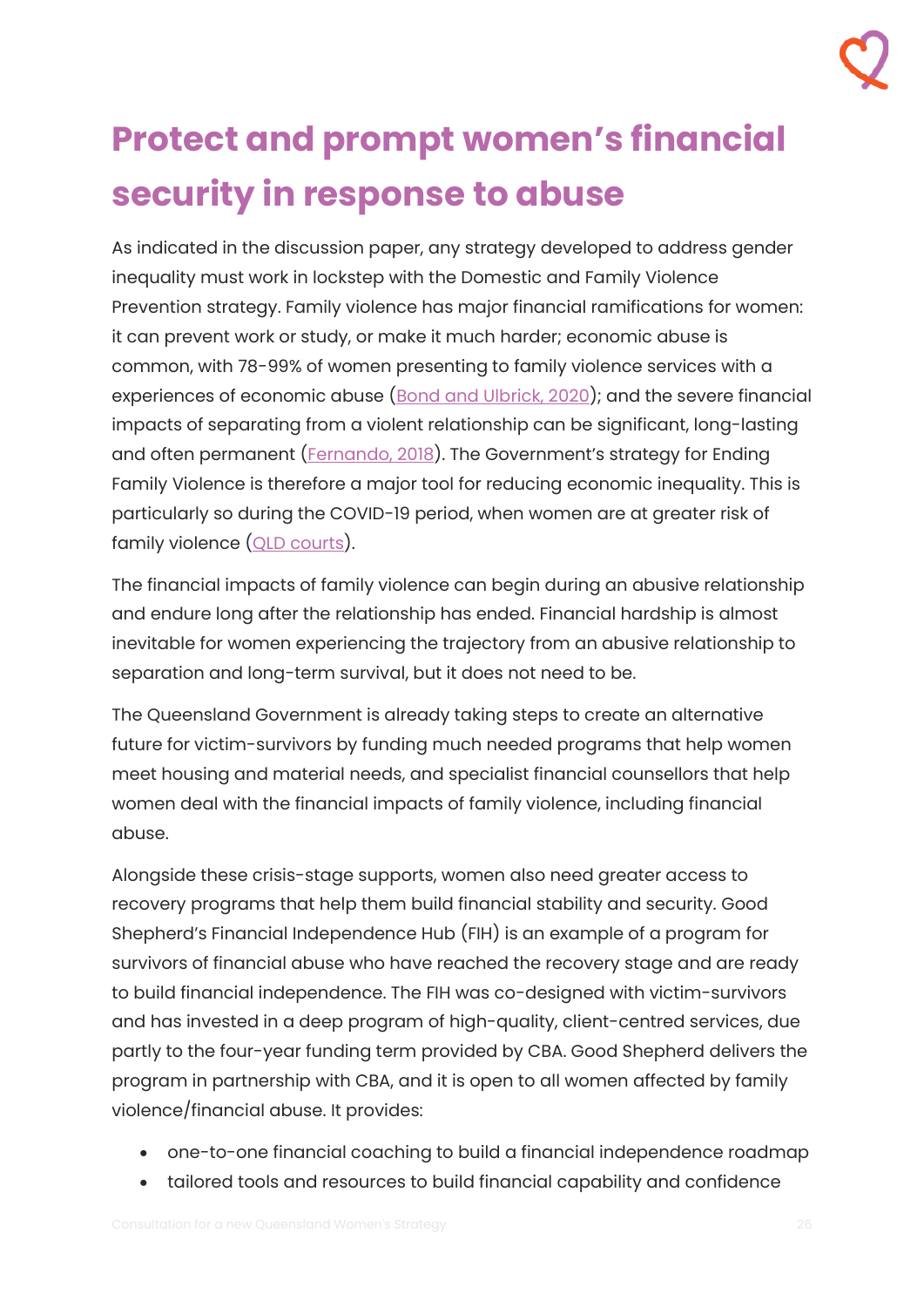# Protect and prompt women's financial security in response to abuse

As indicated in the discussion paper, any strategy developed to address gender inequality must work in lockstep with the Domestic and Family Violence Prevention strategy. Family violence has major financial ramifications for women: it can prevent work or study, or make it much harder; economic abuse is common, with 78-99% of women presenting to family violence services with a experiences of economic abuse (Bond and Ulbrick, 2020); and the severe financial impacts of separating from a violent relationship can be significant, long-lasting and often permanent (Fernando, 2018). The Government's strategy for Ending Family Violence is therefore a major tool for reducing economic inequality. This is particularly so during the COVID-19 period, when women are at greater risk of family violence (QLD courts).

The financial impacts of family violence can begin during an abusive relationship and endure long after the relationship has ended. Financial hardship is almost inevitable for women experiencing the trajectory from an abusive relationship to separation and long-term survival, but it does not need to be.

The Queensland Government is already taking steps to create an alternative future for victim-survivors by funding much needed programs that help women meet housing and material needs, and specialist financial counsellors that help women deal with the financial impacts of family violence, including financial abuse.

Alongside these crisis-stage supports, women also need greater access to recovery programs that help them build financial stability and security. Good Shepherd's Financial Independence Hub (FIH) is an example of a program for survivors of financial abuse who have reached the recovery stage and are ready to build financial independence. The FIH was co-designed with victim-survivors and has invested in a deep program of high-quality, client-centred services, due partly to the four-year funding term provided by CBA. Good Shepherd delivers the program in partnership with CBA, and it is open to all women affected by family violence/financial abuse. It provides:

- one-to-one financial coaching to build a financial independence roadmap
- tailored tools and resources to build financial capability and confidence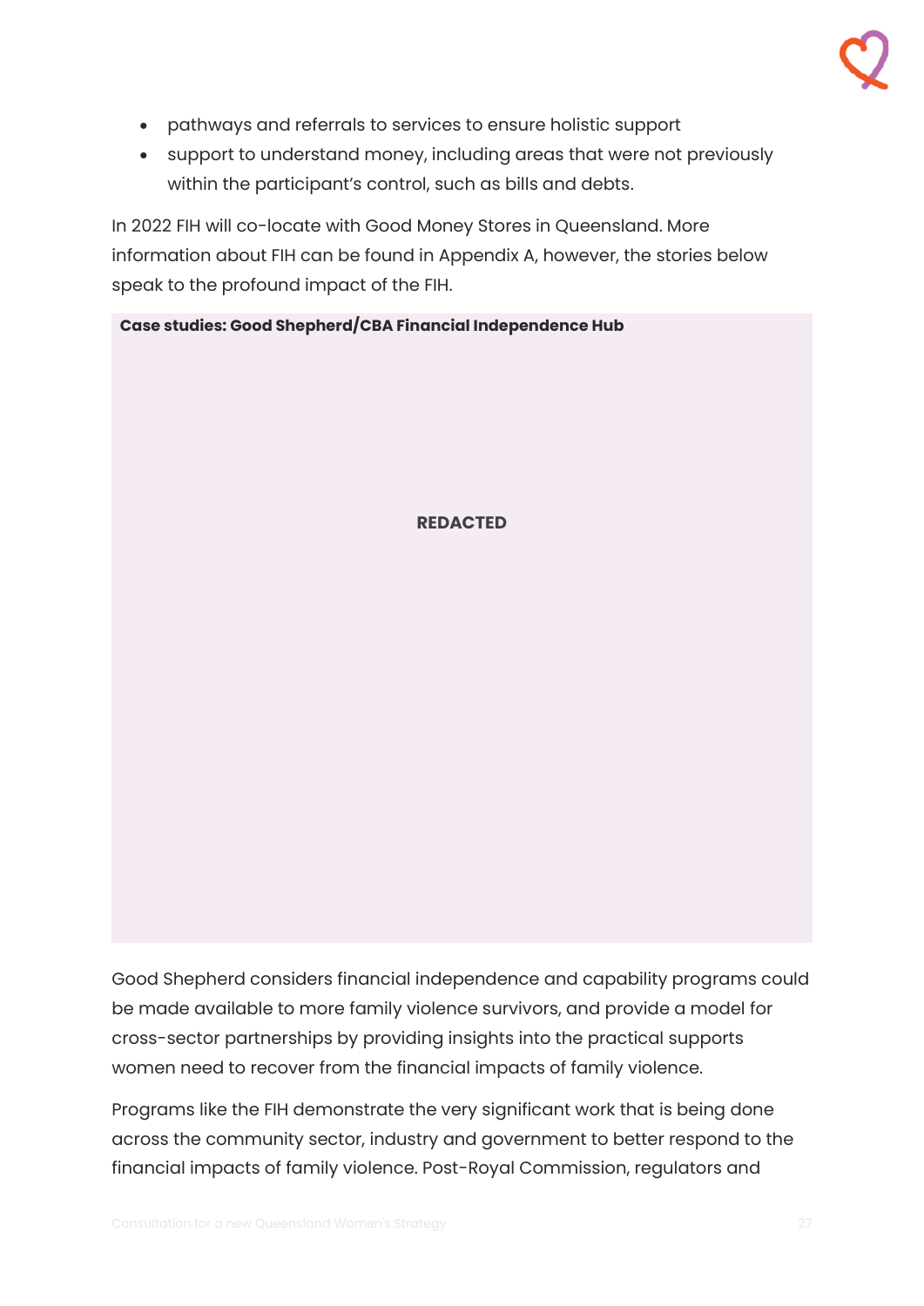- pathways and referrals to services to ensure holistic support
- support to understand money, including areas that were not previously within the participant's control, such as bills and debts.

In 2022 FIH will co-locate with Good Money Stores in Queensland. More information about FIH can be found in Appendix A, however, the stories below speak to the profound impact of the FIH.

**Case studies: Good Shepherd/CBA Financial Independence Hub**

**REDACTED**

Good Shepherd considers financial independence and capability programs could be made available to more family violence survivors, and provide a model for cross-sector partnerships by providing insights into the practical supports women need to recover from the financial impacts of family violence.

Programs like the FIH demonstrate the very significant work that is being done across the community sector, industry and government to better respond to the financial impacts of family violence. Post-Royal Commission, regulators and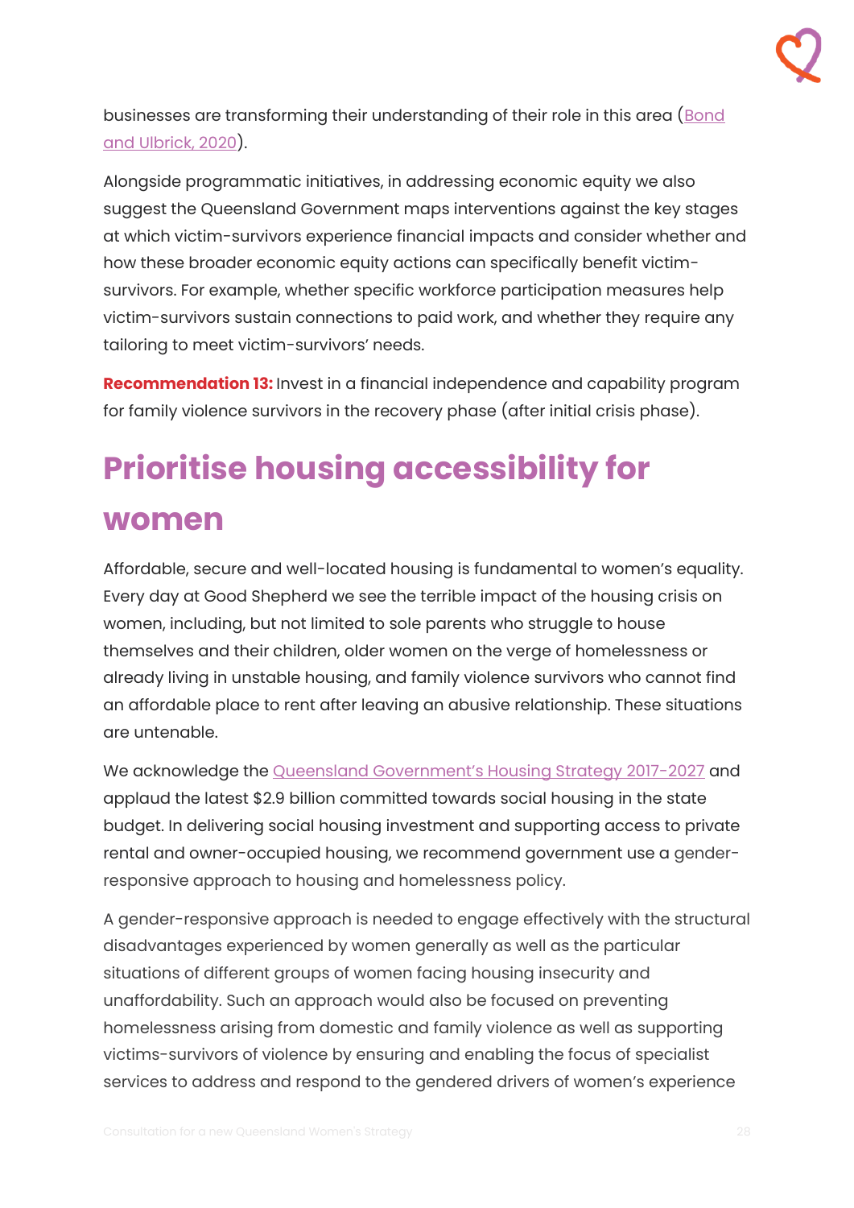businesses are transforming their understanding of their role in this area (Bond and Ulbrick, 2020).

Alongside programmatic initiatives, in addressing economic equity we also suggest the Queensland Government maps interventions against the key stages at which victim-survivors experience financial impacts and consider whether and how these broader economic equity actions can specifically benefit victim-survivors. For example, whether specific workforce participation measures help victim-survivors sustain connections to paid work, and whether they require any tailoring to meet victim-survivors' needs.

**Recommendation 13:** Invest in a financial independence and capability program for family violence survivors in the recovery phase (after initial crisis phase).

# Prioritise housing accessibility for women

Affordable, secure and well-located housing is fundamental to women's equality. Every day at Good Shepherd we see the terrible impact of the housing crisis on women, including, but not limited to sole parents who struggle to house themselves and their children, older women on the verge of homelessness or already living in unstable housing, and family violence survivors who cannot find an affordable place to rent after leaving an abusive relationship. These situations are untenable.

We acknowledge the Queensland Government's Housing Strategy 2017-2027 and applaud the latest $2.9 billion committed towards social housing in the state budget. In delivering social housing investment and supporting access to private rental and owner-occupied housing, we recommend government use a gender-responsive approach to housing and homelessness policy.

A gender-responsive approach is needed to engage effectively with the structural disadvantages experienced by women generally as well as the particular situations of different groups of women facing housing insecurity and unaffordability. Such an approach would also be focused on preventing homelessness arising from domestic and family violence as well as supporting victims-survivors of violence by ensuring and enabling the focus of specialist services to address and respond to the gendered drivers of women's experience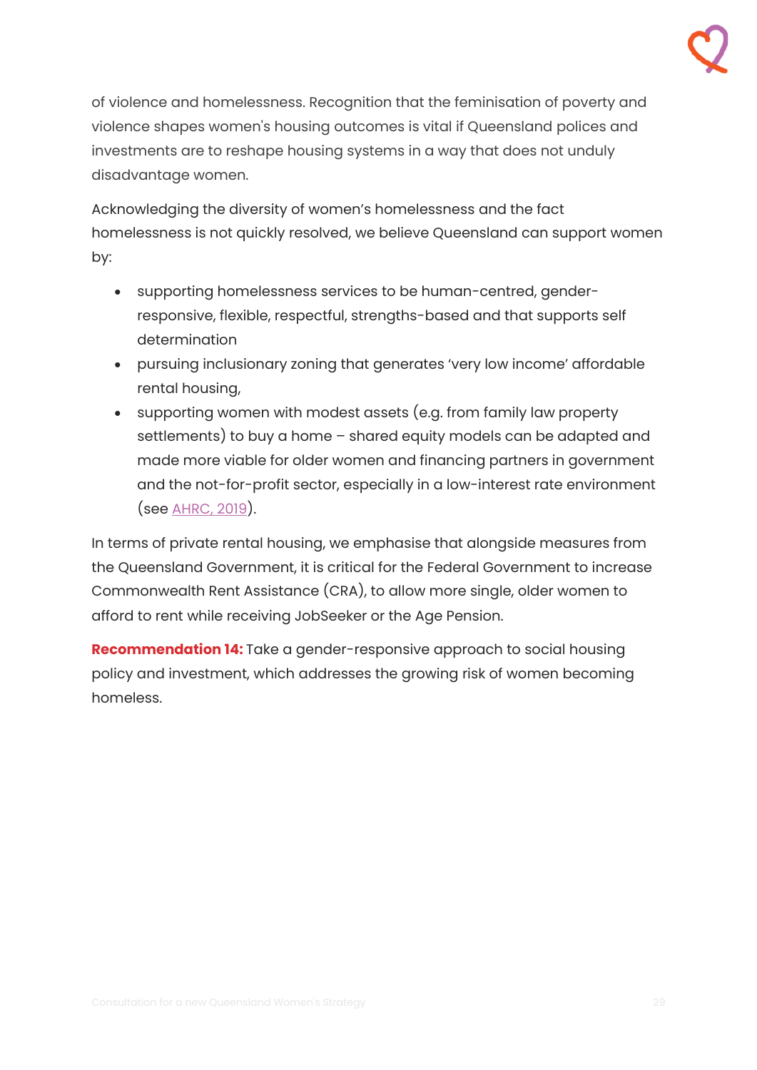of violence and homelessness. Recognition that the feminisation of poverty and violence shapes women's housing outcomes is vital if Queensland polices and investments are to reshape housing systems in a way that does not unduly disadvantage women.

Acknowledging the diversity of women's homelessness and the fact homelessness is not quickly resolved, we believe Queensland can support women by:

- supporting homelessness services to be human-centred, gender-responsive, flexible, respectful, strengths-based and that supports self determination
- pursuing inclusionary zoning that generates 'very low income' affordable rental housing,
- supporting women with modest assets (e.g. from family law property settlements) to buy a home – shared equity models can be adapted and made more viable for older women and financing partners in government and the not-for-profit sector, especially in a low-interest rate environment (see AHRC, 2019).

In terms of private rental housing, we emphasise that alongside measures from the Queensland Government, it is critical for the Federal Government to increase Commonwealth Rent Assistance (CRA), to allow more single, older women to afford to rent while receiving JobSeeker or the Age Pension.

**Recommendation 14:** Take a gender-responsive approach to social housing policy and investment, which addresses the growing risk of women becoming homeless.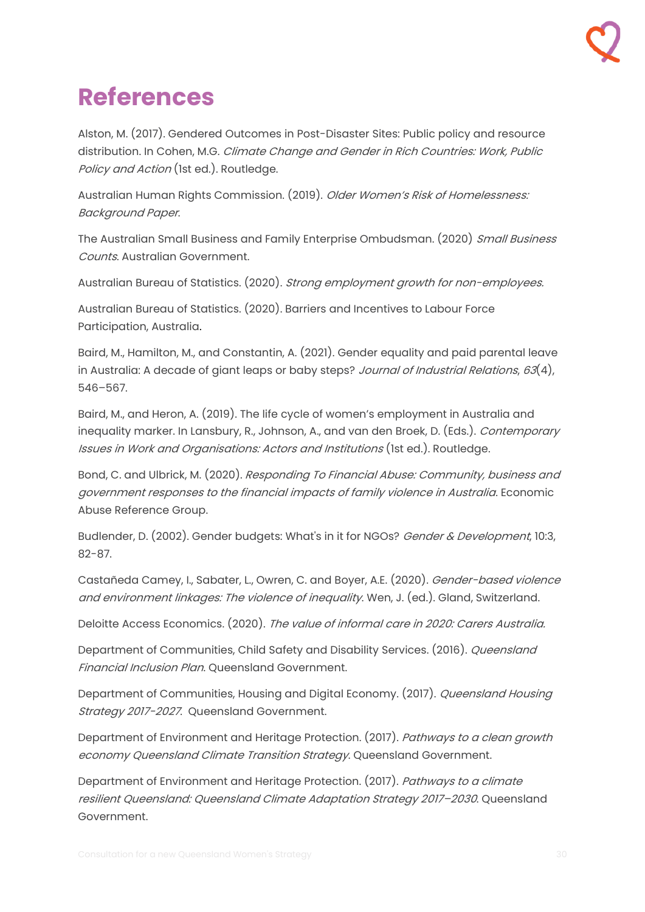# References

Alston, M. (2017). Gendered Outcomes in Post-Disaster Sites: Public policy and resource distribution. In Cohen, M.G. *Climate Change and Gender in Rich Countries: Work, Public Policy and Action* (1st ed.). Routledge.

Australian Human Rights Commission. (2019). *Older Women's Risk of Homelessness: Background Paper*.

The Australian Small Business and Family Enterprise Ombudsman. (2020) *Small Business Counts*. Australian Government.

Australian Bureau of Statistics. (2020). *Strong employment growth for non-employees.*

Australian Bureau of Statistics. (2020). Barriers and Incentives to Labour Force Participation, Australia.

Baird, M., Hamilton, M., and Constantin, A. (2021). Gender equality and paid parental leave in Australia: A decade of giant leaps or baby steps? *Journal of Industrial Relations*, *63*(4), 546–567.

Baird, M., and Heron, A. (2019). The life cycle of women's employment in Australia and inequality marker. In Lansbury, R., Johnson, A., and van den Broek, D. (Eds.). *Contemporary Issues in Work and Organisations: Actors and Institutions* (1st ed.). Routledge.

Bond, C. and Ulbrick, M. (2020). *Responding To Financial Abuse: Community, business and government responses to the financial impacts of family violence in Australia*. Economic Abuse Reference Group.

Budlender, D. (2002). Gender budgets: What's in it for NGOs? *Gender & Development*, 10:3, 82-87.

Castañeda Camey, I., Sabater, L., Owren, C. and Boyer, A.E. (2020). *Gender-based violence and environment linkages: The violence of inequality*. Wen, J. (ed.). Gland, Switzerland.

Deloitte Access Economics. (2020). *The value of informal care in 2020: Carers Australia.*

Department of Communities, Child Safety and Disability Services. (2016). *Queensland Financial Inclusion Plan*. Queensland Government.

Department of Communities, Housing and Digital Economy. (2017). *Queensland Housing Strategy 2017-2027*. Queensland Government.

Department of Environment and Heritage Protection. (2017). *Pathways to a clean growth economy Queensland Climate Transition Strategy*. Queensland Government.

Department of Environment and Heritage Protection. (2017). *Pathways to a climate resilient Queensland: Queensland Climate Adaptation Strategy 2017–2030*. Queensland Government.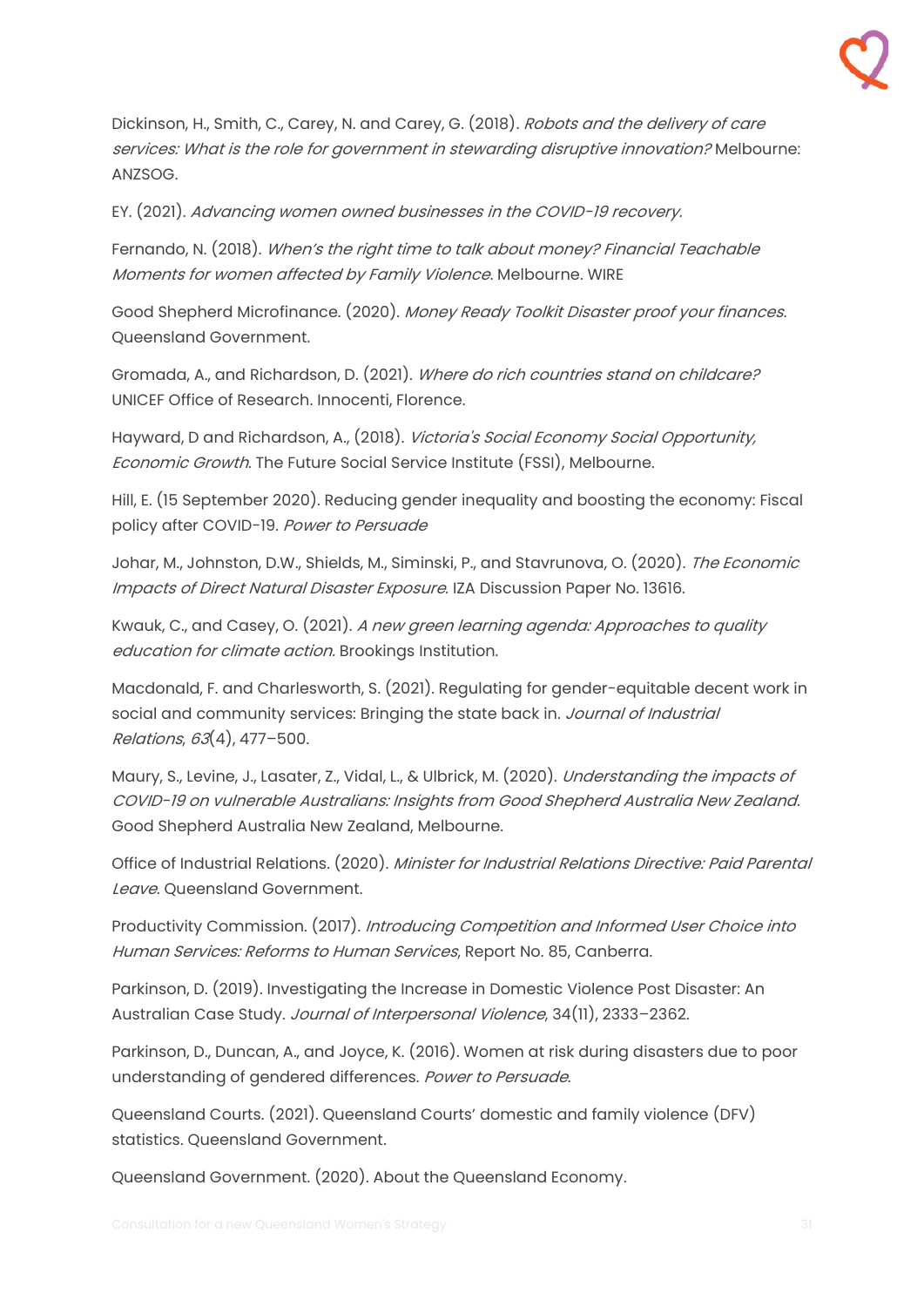Dickinson, H., Smith, C., Carey, N. and Carey, G. (2018). *Robots and the delivery of care services: What is the role for government in stewarding disruptive innovation?* Melbourne: ANZSOG.

EY. (2021). *Advancing women owned businesses in the COVID-19 recovery.*

Fernando, N. (2018). *When's the right time to talk about money? Financial Teachable Moments for women affected by Family Violence*. Melbourne. WIRE

Good Shepherd Microfinance. (2020). *Money Ready Toolkit Disaster proof your finances*. Queensland Government.

Gromada, A., and Richardson, D. (2021). *Where do rich countries stand on childcare?* UNICEF Office of Research. Innocenti, Florence.

Hayward, D and Richardson, A., (2018). *Victoria's Social Economy Social Opportunity, Economic Growth*. The Future Social Service Institute (FSSI), Melbourne.

Hill, E. (15 September 2020). Reducing gender inequality and boosting the economy: Fiscal policy after COVID-19. *Power to Persuade*

Johar, M., Johnston, D.W., Shields, M., Siminski, P., and Stavrunova, O. (2020). *The Economic Impacts of Direct Natural Disaster Exposure*. IZA Discussion Paper No. 13616.

Kwauk, C., and Casey, O. (2021). *A new green learning agenda: Approaches to quality education for climate action.* Brookings Institution.

Macdonald, F. and Charlesworth, S. (2021). Regulating for gender-equitable decent work in social and community services: Bringing the state back in. *Journal of Industrial Relations*, *63*(4), 477–500.

Maury, S., Levine, J., Lasater, Z., Vidal, L., & Ulbrick, M. (2020). *Understanding the impacts of COVID-19 on vulnerable Australians: Insights from Good Shepherd Australia New Zealand*. Good Shepherd Australia New Zealand, Melbourne.

Office of Industrial Relations. (2020). *Minister for Industrial Relations Directive: Paid Parental Leave*. Queensland Government.

Productivity Commission. (2017). *Introducing Competition and Informed User Choice into Human Services: Reforms to Human Services*, Report No. 85, Canberra.

Parkinson, D. (2019). Investigating the Increase in Domestic Violence Post Disaster: An Australian Case Study. *Journal of Interpersonal Violence*, 34(11), 2333–2362.

Parkinson, D., Duncan, A., and Joyce, K. (2016). Women at risk during disasters due to poor understanding of gendered differences. *Power to Persuade*.

Queensland Courts. (2021). Queensland Courts' domestic and family violence (DFV) statistics. Queensland Government.

Queensland Government. (2020). About the Queensland Economy.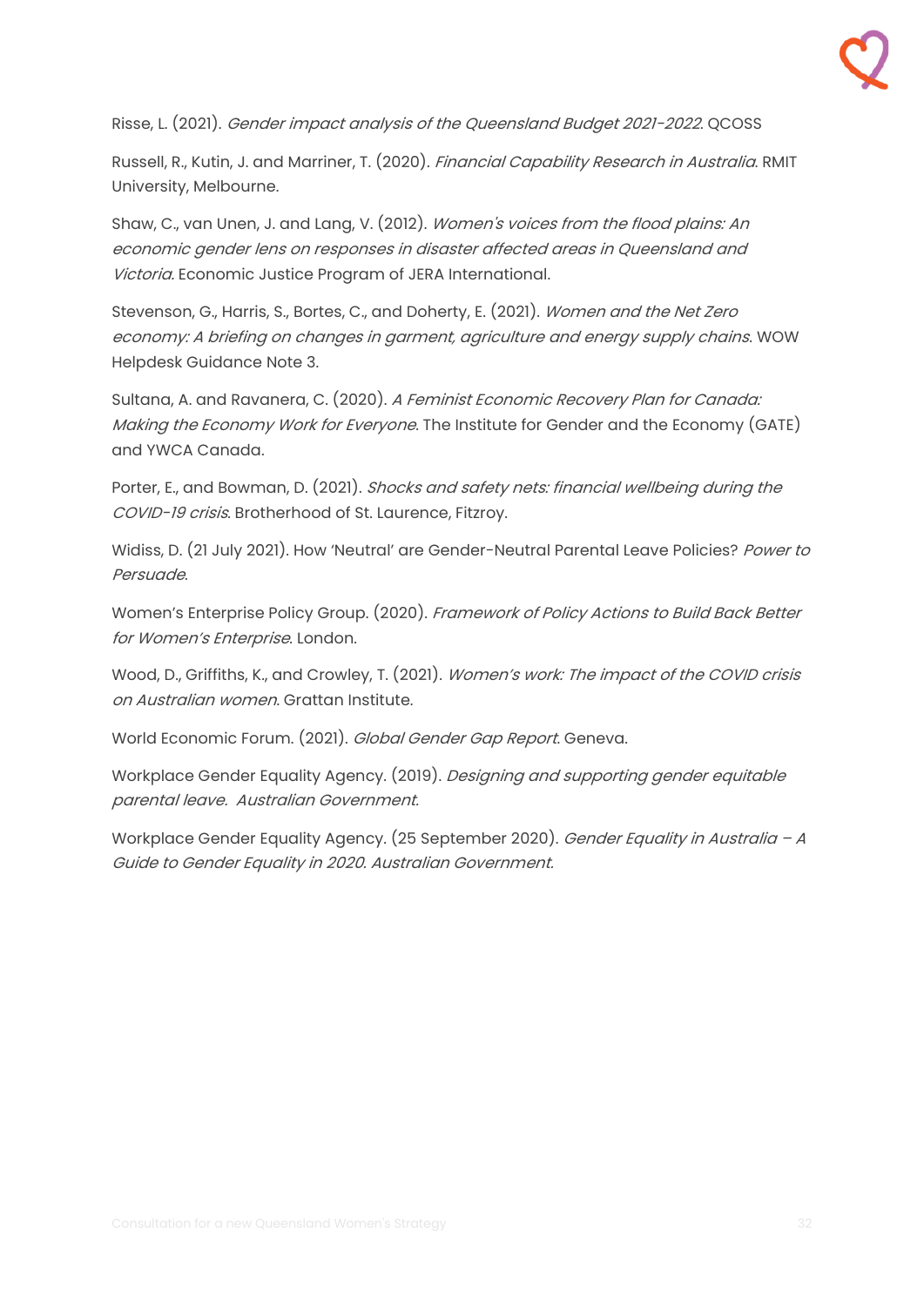Risse, L. (2021). *Gender impact analysis of the Queensland Budget 2021-2022*. QCOSS

Russell, R., Kutin, J. and Marriner, T. (2020). *Financial Capability Research in Australia*. RMIT University, Melbourne.

Shaw, C., van Unen, J. and Lang, V. (2012). *Women's voices from the flood plains: An economic gender lens on responses in disaster affected areas in Queensland and Victoria*. Economic Justice Program of JERA International.

Stevenson, G., Harris, S., Bortes, C., and Doherty, E. (2021). *Women and the Net Zero economy: A briefing on changes in garment, agriculture and energy supply chains*. WOW Helpdesk Guidance Note 3.

Sultana, A. and Ravanera, C. (2020). *A Feminist Economic Recovery Plan for Canada: Making the Economy Work for Everyone*. The Institute for Gender and the Economy (GATE) and YWCA Canada.

Porter, E., and Bowman, D. (2021). *Shocks and safety nets: financial wellbeing during the COVID-19 crisis*. Brotherhood of St. Laurence, Fitzroy.

Widiss, D. (21 July 2021). How 'Neutral' are Gender-Neutral Parental Leave Policies? *Power to Persuade*.

Women's Enterprise Policy Group. (2020). *Framework of Policy Actions to Build Back Better for Women's Enterprise*. London.

Wood, D., Griffiths, K., and Crowley, T. (2021). *Women's work: The impact of the COVID crisis on Australian women*. Grattan Institute.

World Economic Forum. (2021). *Global Gender Gap Report*. Geneva.

Workplace Gender Equality Agency. (2019). *Designing and supporting gender equitable parental leave. Australian Government.*

Workplace Gender Equality Agency. (25 September 2020). *Gender Equality in Australia – A Guide to Gender Equality in 2020. Australian Government.*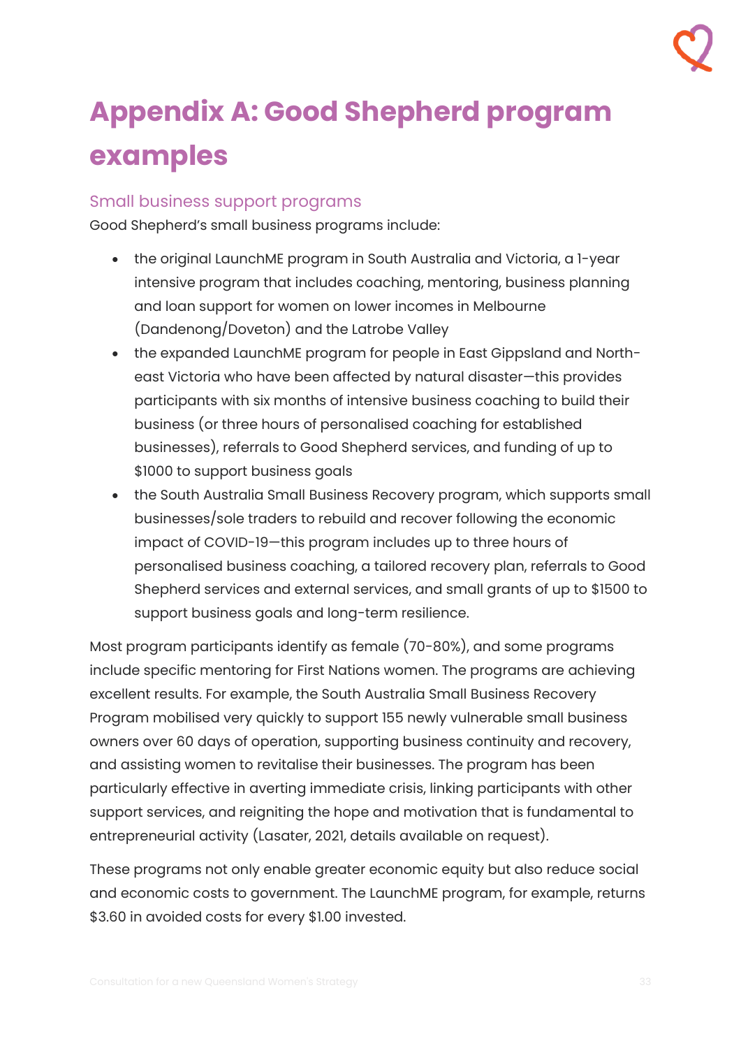# Appendix A: Good Shepherd program examples

## Small business support programs

Good Shepherd's small business programs include:

- the original LaunchME program in South Australia and Victoria, a 1-year intensive program that includes coaching, mentoring, business planning and loan support for women on lower incomes in Melbourne (Dandenong/Doveton) and the Latrobe Valley
- the expanded LaunchME program for people in East Gippsland and North-east Victoria who have been affected by natural disaster—this provides participants with six months of intensive business coaching to build their business (or three hours of personalised coaching for established businesses), referrals to Good Shepherd services, and funding of up to $1000 to support business goals
- the South Australia Small Business Recovery program, which supports small businesses/sole traders to rebuild and recover following the economic impact of COVID-19—this program includes up to three hours of personalised business coaching, a tailored recovery plan, referrals to Good Shepherd services and external services, and small grants of up to $1500 to support business goals and long-term resilience.

Most program participants identify as female (70-80%), and some programs include specific mentoring for First Nations women. The programs are achieving excellent results. For example, the South Australia Small Business Recovery Program mobilised very quickly to support 155 newly vulnerable small business owners over 60 days of operation, supporting business continuity and recovery, and assisting women to revitalise their businesses. The program has been particularly effective in averting immediate crisis, linking participants with other support services, and reigniting the hope and motivation that is fundamental to entrepreneurial activity (Lasater, 2021, details available on request).

These programs not only enable greater economic equity but also reduce social and economic costs to government. The LaunchME program, for example, returns $3.60 in avoided costs for every $1.00 invested.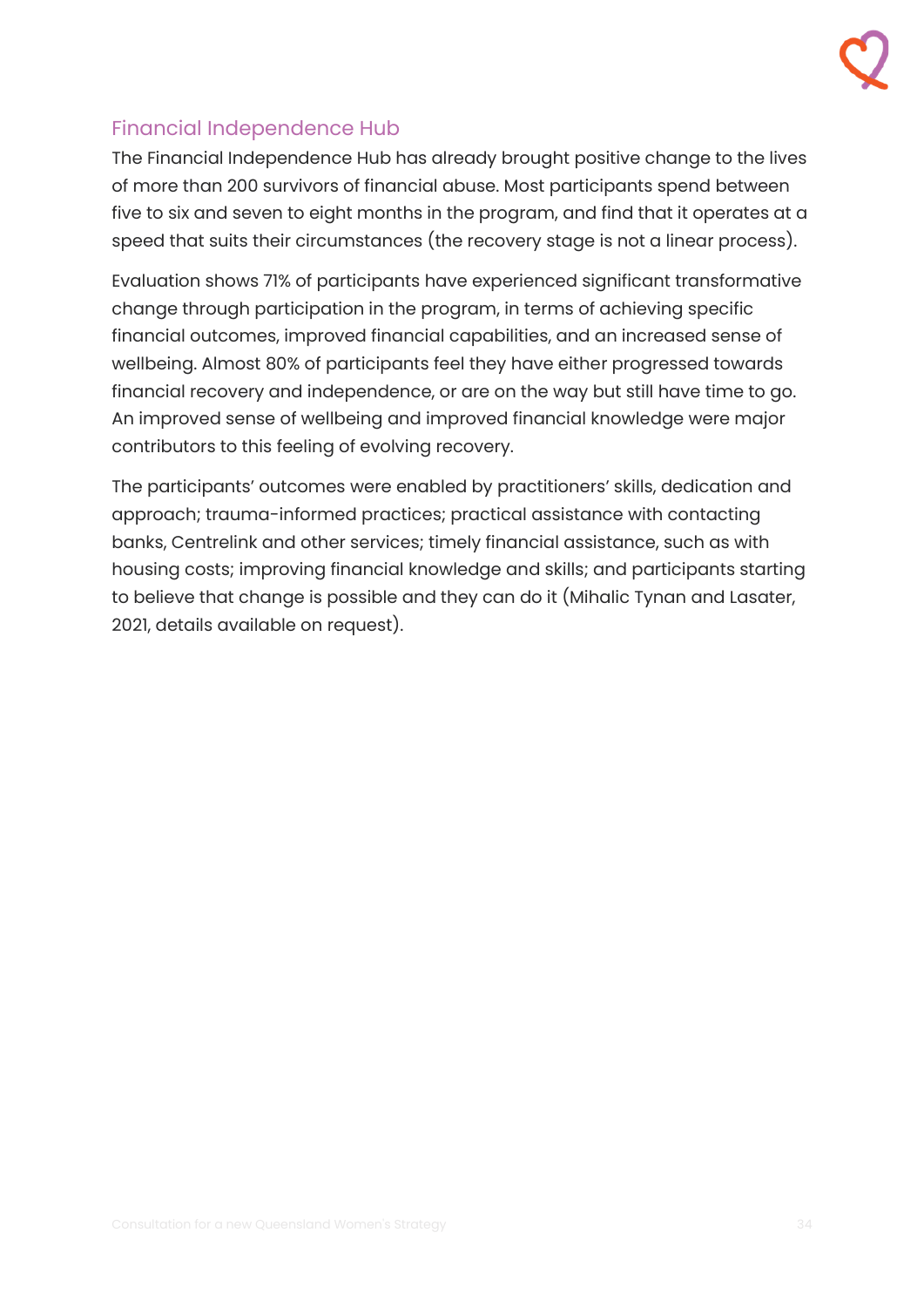## Financial Independence Hub

The Financial Independence Hub has already brought positive change to the lives of more than 200 survivors of financial abuse. Most participants spend between five to six and seven to eight months in the program, and find that it operates at a speed that suits their circumstances (the recovery stage is not a linear process).

Evaluation shows 71% of participants have experienced significant transformative change through participation in the program, in terms of achieving specific financial outcomes, improved financial capabilities, and an increased sense of wellbeing. Almost 80% of participants feel they have either progressed towards financial recovery and independence, or are on the way but still have time to go. An improved sense of wellbeing and improved financial knowledge were major contributors to this feeling of evolving recovery.

The participants' outcomes were enabled by practitioners' skills, dedication and approach; trauma-informed practices; practical assistance with contacting banks, Centrelink and other services; timely financial assistance, such as with housing costs; improving financial knowledge and skills; and participants starting to believe that change is possible and they can do it (Mihalic Tynan and Lasater, 2021, details available on request).